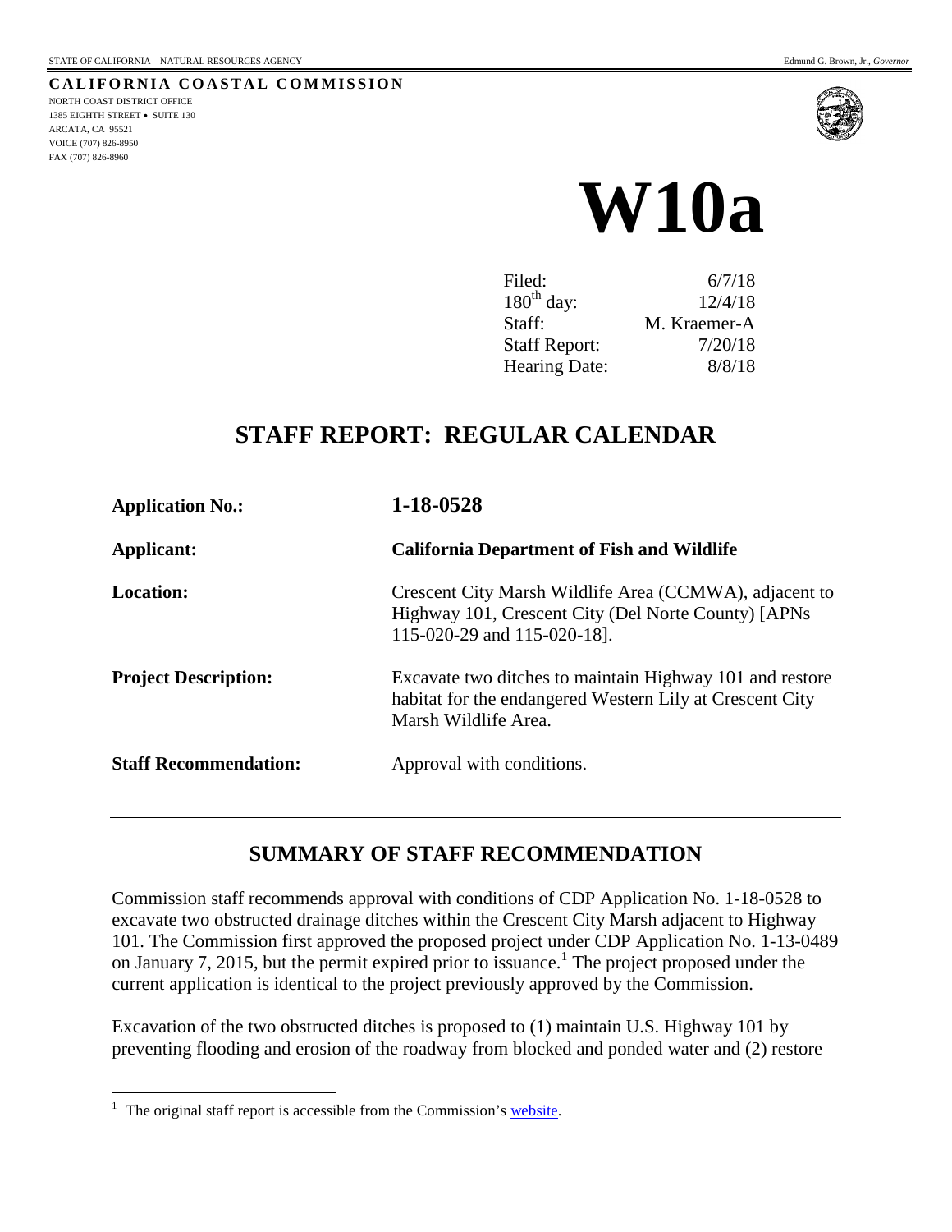STATE OF CALIFORNIA – NATURAL RESOURCES AGENCY Edmund G. Brown, Jr., *Governor*

**CALIFORNIA COASTAL COMMISSION**
NORTH COAST DISTRICT OFFICE
1385 EIGHTH STREET • SUITE 130
ARCATA, CA 95521
VOICE (707) 826-8950
FAX (707) 826-8960

# W10a

| | |
|---|---|
| Filed: | 6/7/18 |
| 180th day: | 12/4/18 |
| Staff: | M. Kraemer-A |
| Staff Report: | 7/20/18 |
| Hearing Date: | 8/8/18 |

## STAFF REPORT: REGULAR CALENDAR

| | |
|---|---|
| **Application No.:** | **1-18-0528** |
| **Applicant:** | **California Department of Fish and Wildlife** |
| **Location:** | Crescent City Marsh Wildlife Area (CCMWA), adjacent to Highway 101, Crescent City (Del Norte County) [APNs 115-020-29 and 115-020-18]. |
| **Project Description:** | Excavate two ditches to maintain Highway 101 and restore habitat for the endangered Western Lily at Crescent City Marsh Wildlife Area. |
| **Staff Recommendation:** | Approval with conditions. |

---

## SUMMARY OF STAFF RECOMMENDATION

Commission staff recommends approval with conditions of CDP Application No. 1-18-0528 to excavate two obstructed drainage ditches within the Crescent City Marsh adjacent to Highway 101. The Commission first approved the proposed project under CDP Application No. 1-13-0489 on January 7, 2015, but the permit expired prior to issuance.[1] The project proposed under the current application is identical to the project previously approved by the Commission.

Excavation of the two obstructed ditches is proposed to (1) maintain U.S. Highway 101 by preventing flooding and erosion of the roadway from blocked and ponded water and (2) restore

---

[1] The original staff report is accessible from the Commission's website.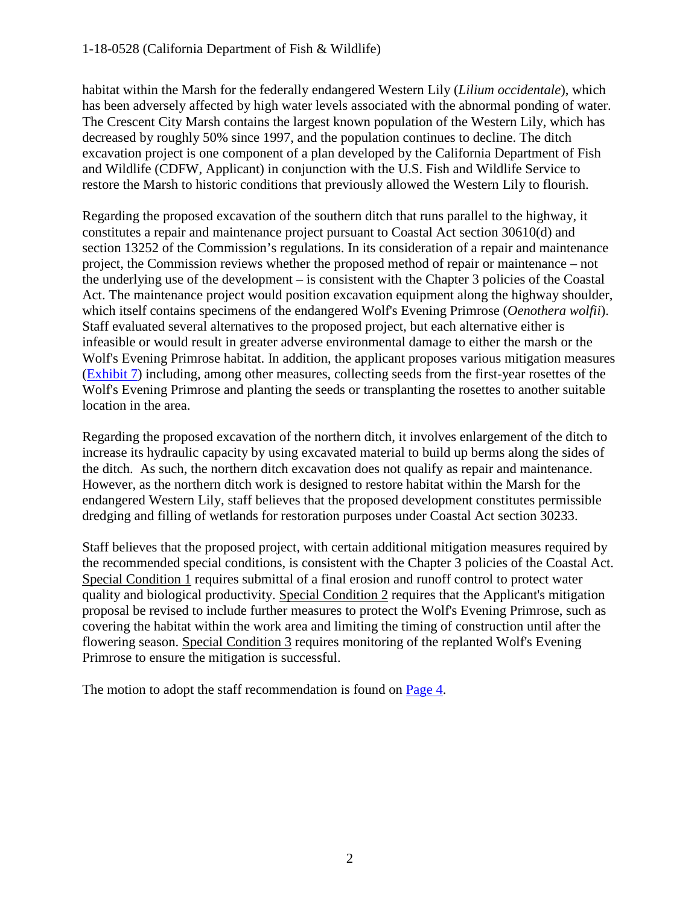habitat within the Marsh for the federally endangered Western Lily (*Lilium occidentale*), which has been adversely affected by high water levels associated with the abnormal ponding of water. The Crescent City Marsh contains the largest known population of the Western Lily, which has decreased by roughly 50% since 1997, and the population continues to decline. The ditch excavation project is one component of a plan developed by the California Department of Fish and Wildlife (CDFW, Applicant) in conjunction with the U.S. Fish and Wildlife Service to restore the Marsh to historic conditions that previously allowed the Western Lily to flourish.

Regarding the proposed excavation of the southern ditch that runs parallel to the highway, it constitutes a repair and maintenance project pursuant to Coastal Act section 30610(d) and section 13252 of the Commission's regulations. In its consideration of a repair and maintenance project, the Commission reviews whether the proposed method of repair or maintenance – not the underlying use of the development – is consistent with the Chapter 3 policies of the Coastal Act. The maintenance project would position excavation equipment along the highway shoulder, which itself contains specimens of the endangered Wolf's Evening Primrose (*Oenothera wolfii*). Staff evaluated several alternatives to the proposed project, but each alternative either is infeasible or would result in greater adverse environmental damage to either the marsh or the Wolf's Evening Primrose habitat. In addition, the applicant proposes various mitigation measures (Exhibit 7) including, among other measures, collecting seeds from the first-year rosettes of the Wolf's Evening Primrose and planting the seeds or transplanting the rosettes to another suitable location in the area.

Regarding the proposed excavation of the northern ditch, it involves enlargement of the ditch to increase its hydraulic capacity by using excavated material to build up berms along the sides of the ditch. As such, the northern ditch excavation does not qualify as repair and maintenance. However, as the northern ditch work is designed to restore habitat within the Marsh for the endangered Western Lily, staff believes that the proposed development constitutes permissible dredging and filling of wetlands for restoration purposes under Coastal Act section 30233.

Staff believes that the proposed project, with certain additional mitigation measures required by the recommended special conditions, is consistent with the Chapter 3 policies of the Coastal Act. Special Condition 1 requires submittal of a final erosion and runoff control to protect water quality and biological productivity. Special Condition 2 requires that the Applicant's mitigation proposal be revised to include further measures to protect the Wolf's Evening Primrose, such as covering the habitat within the work area and limiting the timing of construction until after the flowering season. Special Condition 3 requires monitoring of the replanted Wolf's Evening Primrose to ensure the mitigation is successful.

The motion to adopt the staff recommendation is found on Page 4.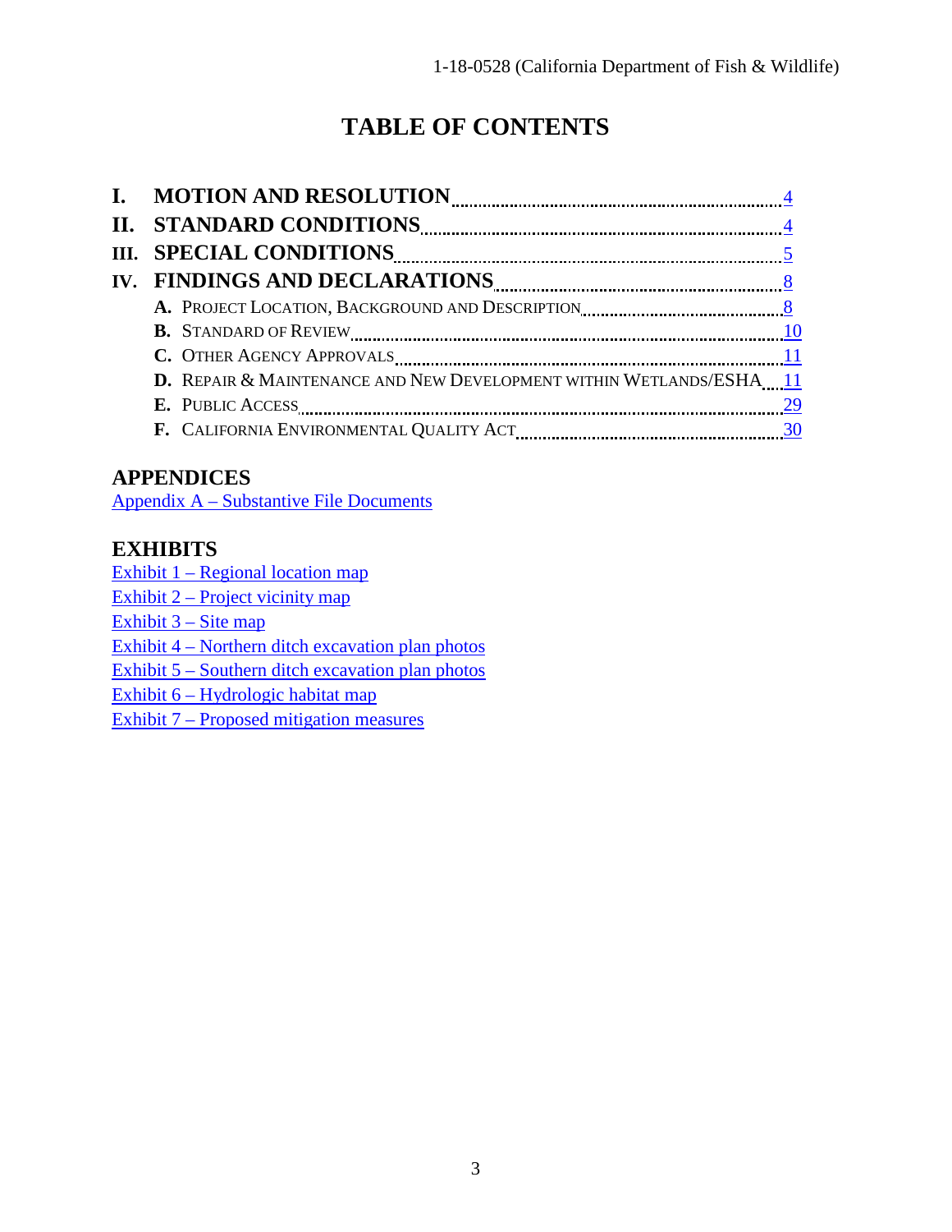# TABLE OF CONTENTS

**I. MOTION AND RESOLUTION** ........ 4

**II. STANDARD CONDITIONS** ........ 4

**III. SPECIAL CONDITIONS** ........ 5

**IV. FINDINGS AND DECLARATIONS** ........ 8

- **A.** PROJECT LOCATION, BACKGROUND AND DESCRIPTION ........ 8
- **B.** STANDARD OF REVIEW ........ 10
- **C.** OTHER AGENCY APPROVALS ........ 11
- **D.** REPAIR & MAINTENANCE AND NEW DEVELOPMENT WITHIN WETLANDS/ESHA ........ 11
- **E.** PUBLIC ACCESS ........ 29
- **F.** CALIFORNIA ENVIRONMENTAL QUALITY ACT ........ 30

## APPENDICES

Appendix A – Substantive File Documents

## EXHIBITS

Exhibit 1 – Regional location map
Exhibit 2 – Project vicinity map
Exhibit 3 – Site map
Exhibit 4 – Northern ditch excavation plan photos
Exhibit 5 – Southern ditch excavation plan photos
Exhibit 6 – Hydrologic habitat map
Exhibit 7 – Proposed mitigation measures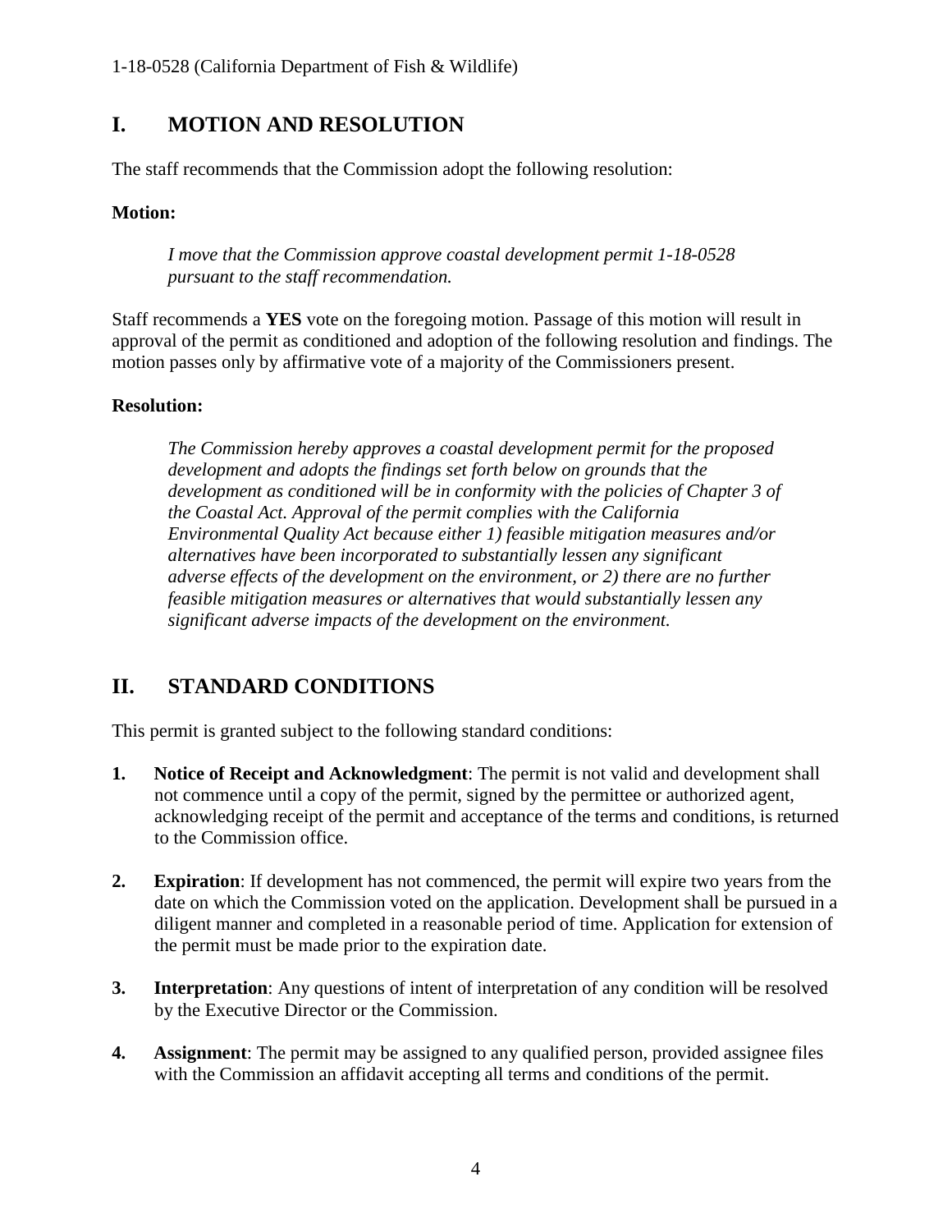## I. MOTION AND RESOLUTION

The staff recommends that the Commission adopt the following resolution:

**Motion:**

> *I move that the Commission approve coastal development permit 1-18-0528 pursuant to the staff recommendation.*

Staff recommends a **YES** vote on the foregoing motion. Passage of this motion will result in approval of the permit as conditioned and adoption of the following resolution and findings. The motion passes only by affirmative vote of a majority of the Commissioners present.

**Resolution:**

> *The Commission hereby approves a coastal development permit for the proposed development and adopts the findings set forth below on grounds that the development as conditioned will be in conformity with the policies of Chapter 3 of the Coastal Act. Approval of the permit complies with the California Environmental Quality Act because either 1) feasible mitigation measures and/or alternatives have been incorporated to substantially lessen any significant adverse effects of the development on the environment, or 2) there are no further feasible mitigation measures or alternatives that would substantially lessen any significant adverse impacts of the development on the environment.*

## II. STANDARD CONDITIONS

This permit is granted subject to the following standard conditions:

1. **Notice of Receipt and Acknowledgment**: The permit is not valid and development shall not commence until a copy of the permit, signed by the permittee or authorized agent, acknowledging receipt of the permit and acceptance of the terms and conditions, is returned to the Commission office.

2. **Expiration**: If development has not commenced, the permit will expire two years from the date on which the Commission voted on the application. Development shall be pursued in a diligent manner and completed in a reasonable period of time. Application for extension of the permit must be made prior to the expiration date.

3. **Interpretation**: Any questions of intent of interpretation of any condition will be resolved by the Executive Director or the Commission.

4. **Assignment**: The permit may be assigned to any qualified person, provided assignee files with the Commission an affidavit accepting all terms and conditions of the permit.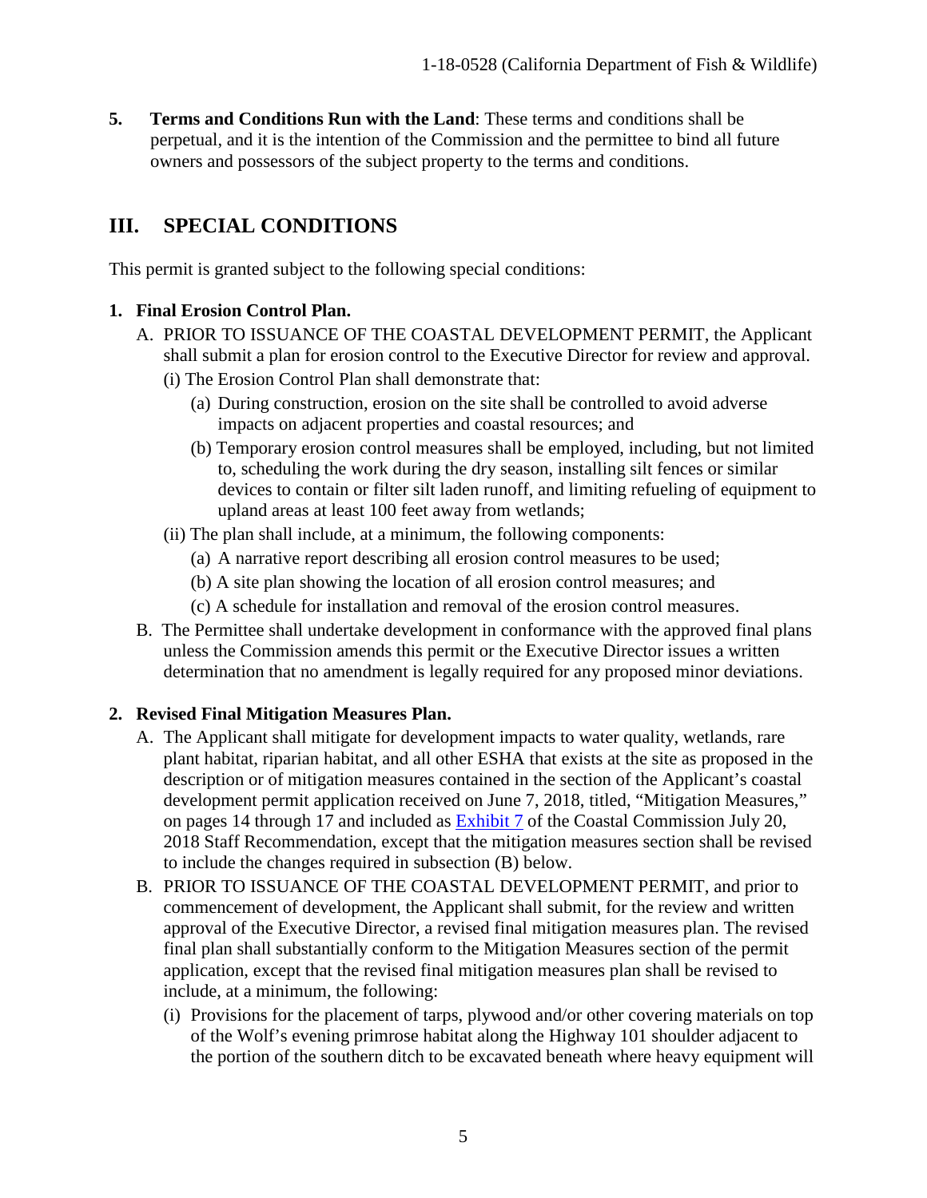**5. Terms and Conditions Run with the Land**: These terms and conditions shall be perpetual, and it is the intention of the Commission and the permittee to bind all future owners and possessors of the subject property to the terms and conditions.

## III. SPECIAL CONDITIONS

This permit is granted subject to the following special conditions:

**1. Final Erosion Control Plan.**

A. PRIOR TO ISSUANCE OF THE COASTAL DEVELOPMENT PERMIT, the Applicant shall submit a plan for erosion control to the Executive Director for review and approval.

(i) The Erosion Control Plan shall demonstrate that:

(a) During construction, erosion on the site shall be controlled to avoid adverse impacts on adjacent properties and coastal resources; and

(b) Temporary erosion control measures shall be employed, including, but not limited to, scheduling the work during the dry season, installing silt fences or similar devices to contain or filter silt laden runoff, and limiting refueling of equipment to upland areas at least 100 feet away from wetlands;

(ii) The plan shall include, at a minimum, the following components:

(a) A narrative report describing all erosion control measures to be used;

(b) A site plan showing the location of all erosion control measures; and

(c) A schedule for installation and removal of the erosion control measures.

B. The Permittee shall undertake development in conformance with the approved final plans unless the Commission amends this permit or the Executive Director issues a written determination that no amendment is legally required for any proposed minor deviations.

**2. Revised Final Mitigation Measures Plan.**

A. The Applicant shall mitigate for development impacts to water quality, wetlands, rare plant habitat, riparian habitat, and all other ESHA that exists at the site as proposed in the description or of mitigation measures contained in the section of the Applicant's coastal development permit application received on June 7, 2018, titled, "Mitigation Measures," on pages 14 through 17 and included as Exhibit 7 of the Coastal Commission July 20, 2018 Staff Recommendation, except that the mitigation measures section shall be revised to include the changes required in subsection (B) below.

B. PRIOR TO ISSUANCE OF THE COASTAL DEVELOPMENT PERMIT, and prior to commencement of development, the Applicant shall submit, for the review and written approval of the Executive Director, a revised final mitigation measures plan. The revised final plan shall substantially conform to the Mitigation Measures section of the permit application, except that the revised final mitigation measures plan shall be revised to include, at a minimum, the following:

(i) Provisions for the placement of tarps, plywood and/or other covering materials on top of the Wolf's evening primrose habitat along the Highway 101 shoulder adjacent to the portion of the southern ditch to be excavated beneath where heavy equipment will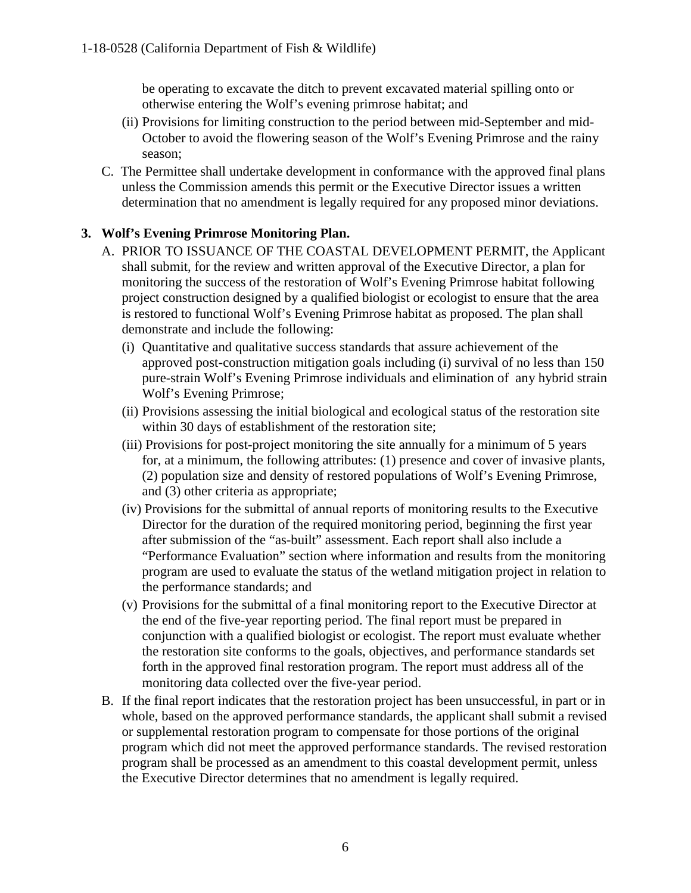be operating to excavate the ditch to prevent excavated material spilling onto or otherwise entering the Wolf's evening primrose habitat; and

(ii) Provisions for limiting construction to the period between mid-September and mid-October to avoid the flowering season of the Wolf's Evening Primrose and the rainy season;

C. The Permittee shall undertake development in conformance with the approved final plans unless the Commission amends this permit or the Executive Director issues a written determination that no amendment is legally required for any proposed minor deviations.

**3. Wolf's Evening Primrose Monitoring Plan.**

A. PRIOR TO ISSUANCE OF THE COASTAL DEVELOPMENT PERMIT, the Applicant shall submit, for the review and written approval of the Executive Director, a plan for monitoring the success of the restoration of Wolf's Evening Primrose habitat following project construction designed by a qualified biologist or ecologist to ensure that the area is restored to functional Wolf's Evening Primrose habitat as proposed. The plan shall demonstrate and include the following:

(i) Quantitative and qualitative success standards that assure achievement of the approved post-construction mitigation goals including (i) survival of no less than 150 pure-strain Wolf's Evening Primrose individuals and elimination of any hybrid strain Wolf's Evening Primrose;

(ii) Provisions assessing the initial biological and ecological status of the restoration site within 30 days of establishment of the restoration site;

(iii) Provisions for post-project monitoring the site annually for a minimum of 5 years for, at a minimum, the following attributes: (1) presence and cover of invasive plants, (2) population size and density of restored populations of Wolf's Evening Primrose, and (3) other criteria as appropriate;

(iv) Provisions for the submittal of annual reports of monitoring results to the Executive Director for the duration of the required monitoring period, beginning the first year after submission of the "as-built" assessment. Each report shall also include a "Performance Evaluation" section where information and results from the monitoring program are used to evaluate the status of the wetland mitigation project in relation to the performance standards; and

(v) Provisions for the submittal of a final monitoring report to the Executive Director at the end of the five-year reporting period. The final report must be prepared in conjunction with a qualified biologist or ecologist. The report must evaluate whether the restoration site conforms to the goals, objectives, and performance standards set forth in the approved final restoration program. The report must address all of the monitoring data collected over the five-year period.

B. If the final report indicates that the restoration project has been unsuccessful, in part or in whole, based on the approved performance standards, the applicant shall submit a revised or supplemental restoration program to compensate for those portions of the original program which did not meet the approved performance standards. The revised restoration program shall be processed as an amendment to this coastal development permit, unless the Executive Director determines that no amendment is legally required.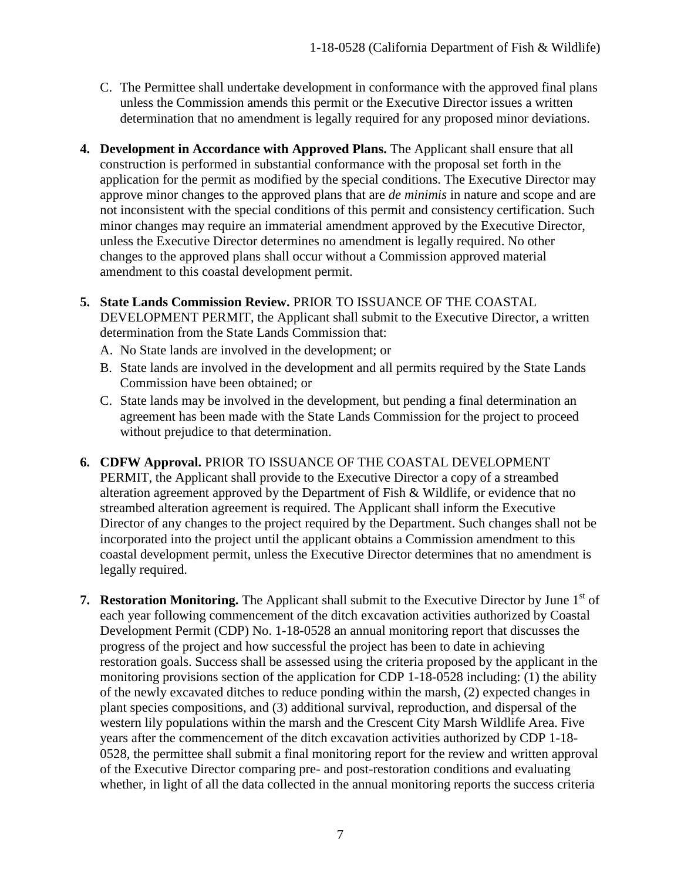C. The Permittee shall undertake development in conformance with the approved final plans unless the Commission amends this permit or the Executive Director issues a written determination that no amendment is legally required for any proposed minor deviations.

4. **Development in Accordance with Approved Plans.** The Applicant shall ensure that all construction is performed in substantial conformance with the proposal set forth in the application for the permit as modified by the special conditions. The Executive Director may approve minor changes to the approved plans that are *de minimis* in nature and scope and are not inconsistent with the special conditions of this permit and consistency certification. Such minor changes may require an immaterial amendment approved by the Executive Director, unless the Executive Director determines no amendment is legally required. No other changes to the approved plans shall occur without a Commission approved material amendment to this coastal development permit.

5. **State Lands Commission Review.** PRIOR TO ISSUANCE OF THE COASTAL DEVELOPMENT PERMIT, the Applicant shall submit to the Executive Director, a written determination from the State Lands Commission that:
   A. No State lands are involved in the development; or
   B. State lands are involved in the development and all permits required by the State Lands Commission have been obtained; or
   C. State lands may be involved in the development, but pending a final determination an agreement has been made with the State Lands Commission for the project to proceed without prejudice to that determination.

6. **CDFW Approval.** PRIOR TO ISSUANCE OF THE COASTAL DEVELOPMENT PERMIT, the Applicant shall provide to the Executive Director a copy of a streambed alteration agreement approved by the Department of Fish & Wildlife, or evidence that no streambed alteration agreement is required. The Applicant shall inform the Executive Director of any changes to the project required by the Department. Such changes shall not be incorporated into the project until the applicant obtains a Commission amendment to this coastal development permit, unless the Executive Director determines that no amendment is legally required.

7. **Restoration Monitoring.** The Applicant shall submit to the Executive Director by June 1st of each year following commencement of the ditch excavation activities authorized by Coastal Development Permit (CDP) No. 1-18-0528 an annual monitoring report that discusses the progress of the project and how successful the project has been to date in achieving restoration goals. Success shall be assessed using the criteria proposed by the applicant in the monitoring provisions section of the application for CDP 1-18-0528 including: (1) the ability of the newly excavated ditches to reduce ponding within the marsh, (2) expected changes in plant species compositions, and (3) additional survival, reproduction, and dispersal of the western lily populations within the marsh and the Crescent City Marsh Wildlife Area. Five years after the commencement of the ditch excavation activities authorized by CDP 1-18-0528, the permittee shall submit a final monitoring report for the review and written approval of the Executive Director comparing pre- and post-restoration conditions and evaluating whether, in light of all the data collected in the annual monitoring reports the success criteria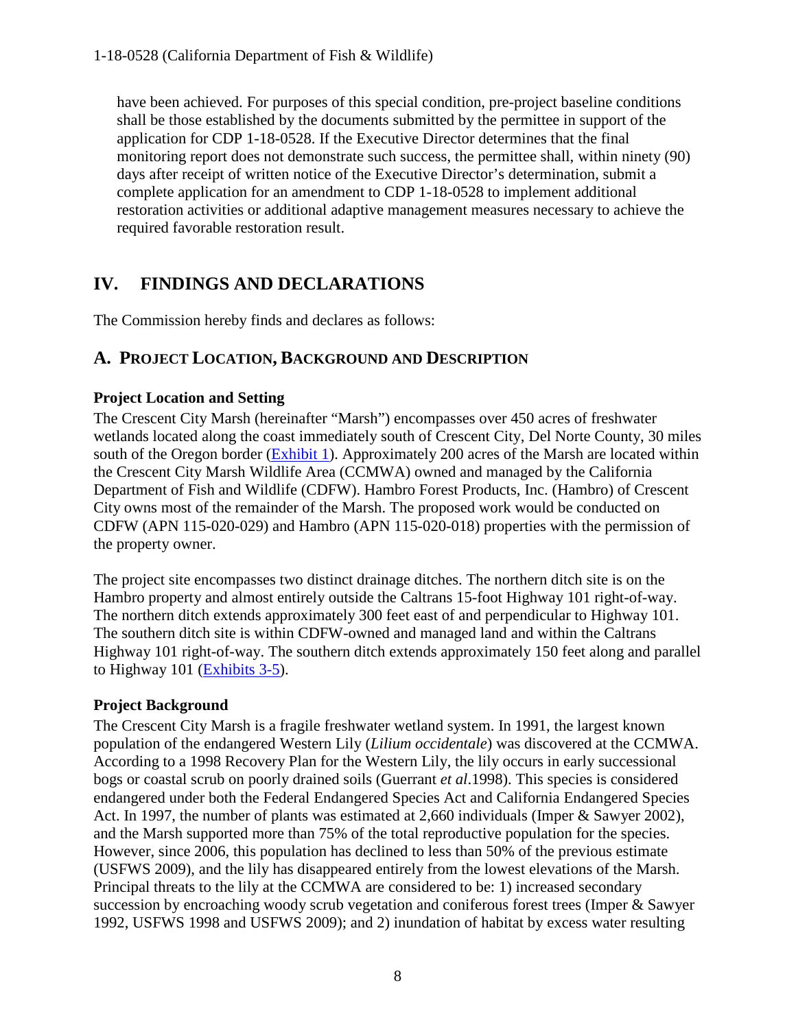have been achieved. For purposes of this special condition, pre-project baseline conditions shall be those established by the documents submitted by the permittee in support of the application for CDP 1-18-0528. If the Executive Director determines that the final monitoring report does not demonstrate such success, the permittee shall, within ninety (90) days after receipt of written notice of the Executive Director's determination, submit a complete application for an amendment to CDP 1-18-0528 to implement additional restoration activities or additional adaptive management measures necessary to achieve the required favorable restoration result.

# IV. FINDINGS AND DECLARATIONS

The Commission hereby finds and declares as follows:

## A. PROJECT LOCATION, BACKGROUND AND DESCRIPTION

**Project Location and Setting**

The Crescent City Marsh (hereinafter "Marsh") encompasses over 450 acres of freshwater wetlands located along the coast immediately south of Crescent City, Del Norte County, 30 miles south of the Oregon border (Exhibit 1). Approximately 200 acres of the Marsh are located within the Crescent City Marsh Wildlife Area (CCMWA) owned and managed by the California Department of Fish and Wildlife (CDFW). Hambro Forest Products, Inc. (Hambro) of Crescent City owns most of the remainder of the Marsh. The proposed work would be conducted on CDFW (APN 115-020-029) and Hambro (APN 115-020-018) properties with the permission of the property owner.

The project site encompasses two distinct drainage ditches. The northern ditch site is on the Hambro property and almost entirely outside the Caltrans 15-foot Highway 101 right-of-way. The northern ditch extends approximately 300 feet east of and perpendicular to Highway 101. The southern ditch site is within CDFW-owned and managed land and within the Caltrans Highway 101 right-of-way. The southern ditch extends approximately 150 feet along and parallel to Highway 101 (Exhibits 3-5).

**Project Background**

The Crescent City Marsh is a fragile freshwater wetland system. In 1991, the largest known population of the endangered Western Lily (*Lilium occidentale*) was discovered at the CCMWA. According to a 1998 Recovery Plan for the Western Lily, the lily occurs in early successional bogs or coastal scrub on poorly drained soils (Guerrant *et al*.1998). This species is considered endangered under both the Federal Endangered Species Act and California Endangered Species Act. In 1997, the number of plants was estimated at 2,660 individuals (Imper & Sawyer 2002), and the Marsh supported more than 75% of the total reproductive population for the species. However, since 2006, this population has declined to less than 50% of the previous estimate (USFWS 2009), and the lily has disappeared entirely from the lowest elevations of the Marsh. Principal threats to the lily at the CCMWA are considered to be: 1) increased secondary succession by encroaching woody scrub vegetation and coniferous forest trees (Imper & Sawyer 1992, USFWS 1998 and USFWS 2009); and 2) inundation of habitat by excess water resulting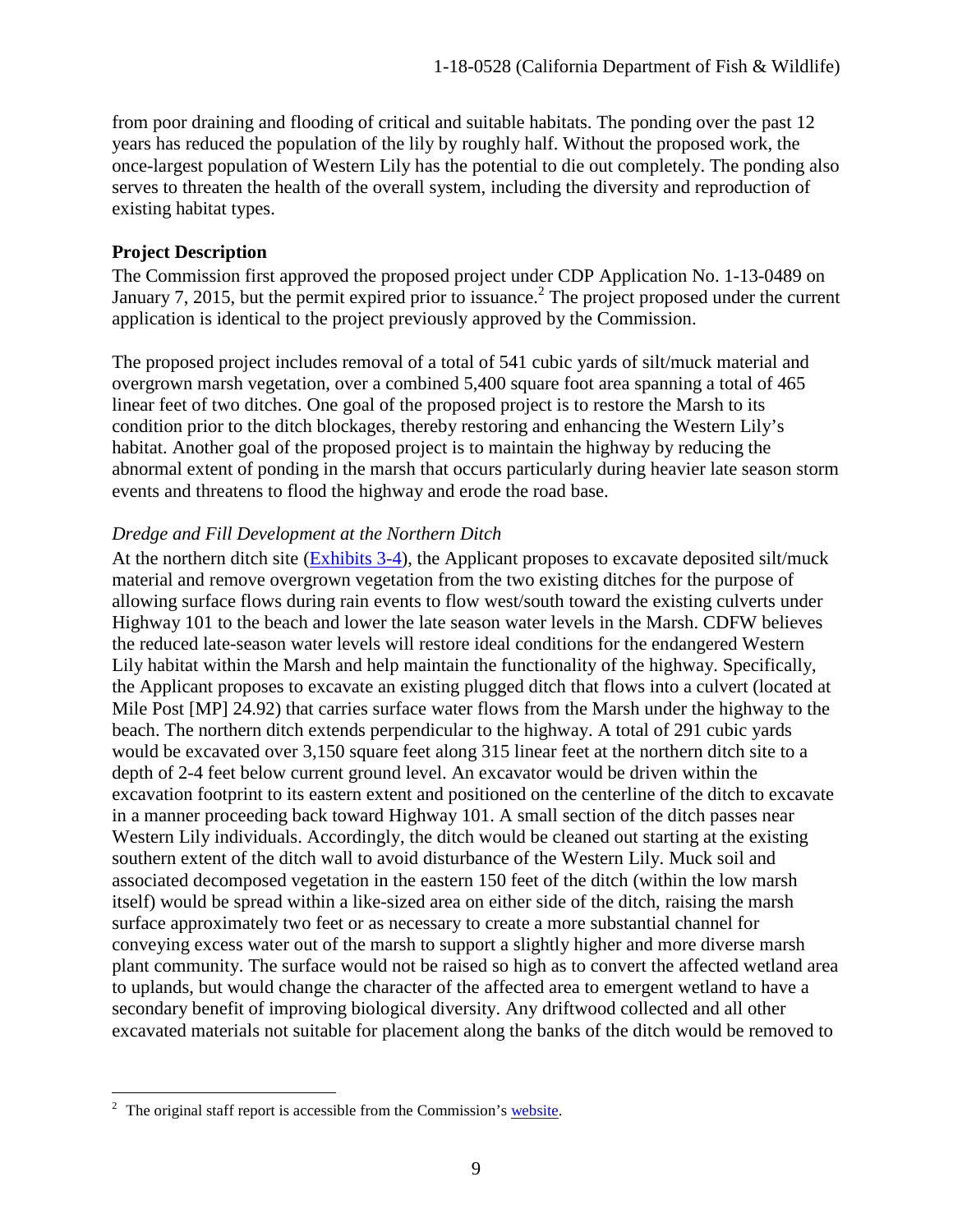from poor draining and flooding of critical and suitable habitats. The ponding over the past 12 years has reduced the population of the lily by roughly half. Without the proposed work, the once-largest population of Western Lily has the potential to die out completely. The ponding also serves to threaten the health of the overall system, including the diversity and reproduction of existing habitat types.

**Project Description**

The Commission first approved the proposed project under CDP Application No. 1-13-0489 on January 7, 2015, but the permit expired prior to issuance.[2] The project proposed under the current application is identical to the project previously approved by the Commission.

The proposed project includes removal of a total of 541 cubic yards of silt/muck material and overgrown marsh vegetation, over a combined 5,400 square foot area spanning a total of 465 linear feet of two ditches. One goal of the proposed project is to restore the Marsh to its condition prior to the ditch blockages, thereby restoring and enhancing the Western Lily's habitat. Another goal of the proposed project is to maintain the highway by reducing the abnormal extent of ponding in the marsh that occurs particularly during heavier late season storm events and threatens to flood the highway and erode the road base.

*Dredge and Fill Development at the Northern Ditch*

At the northern ditch site (Exhibits 3-4), the Applicant proposes to excavate deposited silt/muck material and remove overgrown vegetation from the two existing ditches for the purpose of allowing surface flows during rain events to flow west/south toward the existing culverts under Highway 101 to the beach and lower the late season water levels in the Marsh. CDFW believes the reduced late-season water levels will restore ideal conditions for the endangered Western Lily habitat within the Marsh and help maintain the functionality of the highway. Specifically, the Applicant proposes to excavate an existing plugged ditch that flows into a culvert (located at Mile Post [MP] 24.92) that carries surface water flows from the Marsh under the highway to the beach. The northern ditch extends perpendicular to the highway. A total of 291 cubic yards would be excavated over 3,150 square feet along 315 linear feet at the northern ditch site to a depth of 2-4 feet below current ground level. An excavator would be driven within the excavation footprint to its eastern extent and positioned on the centerline of the ditch to excavate in a manner proceeding back toward Highway 101. A small section of the ditch passes near Western Lily individuals. Accordingly, the ditch would be cleaned out starting at the existing southern extent of the ditch wall to avoid disturbance of the Western Lily. Muck soil and associated decomposed vegetation in the eastern 150 feet of the ditch (within the low marsh itself) would be spread within a like-sized area on either side of the ditch, raising the marsh surface approximately two feet or as necessary to create a more substantial channel for conveying excess water out of the marsh to support a slightly higher and more diverse marsh plant community. The surface would not be raised so high as to convert the affected wetland area to uplands, but would change the character of the affected area to emergent wetland to have a secondary benefit of improving biological diversity. Any driftwood collected and all other excavated materials not suitable for placement along the banks of the ditch would be removed to

---

[2] The original staff report is accessible from the Commission's website.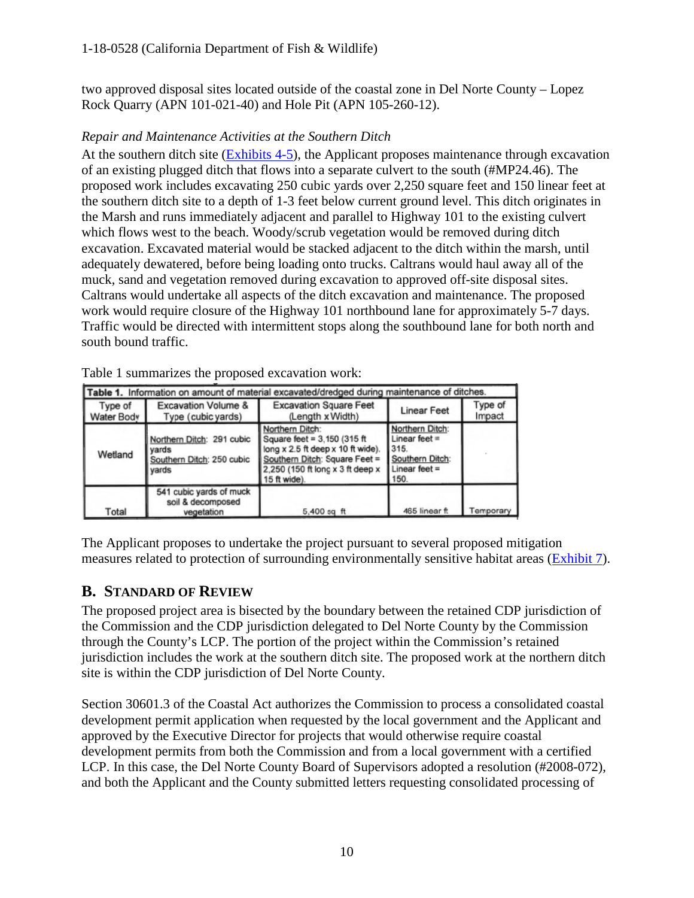two approved disposal sites located outside of the coastal zone in Del Norte County – Lopez Rock Quarry (APN 101-021-40) and Hole Pit (APN 105-260-12).

*Repair and Maintenance Activities at the Southern Ditch*

At the southern ditch site (Exhibits 4-5), the Applicant proposes maintenance through excavation of an existing plugged ditch that flows into a separate culvert to the south (#MP24.46). The proposed work includes excavating 250 cubic yards over 2,250 square feet and 150 linear feet at the southern ditch site to a depth of 1-3 feet below current ground level. This ditch originates in the Marsh and runs immediately adjacent and parallel to Highway 101 to the existing culvert which flows west to the beach. Woody/scrub vegetation would be removed during ditch excavation. Excavated material would be stacked adjacent to the ditch within the marsh, until adequately dewatered, before being loading onto trucks. Caltrans would haul away all of the muck, sand and vegetation removed during excavation to approved off-site disposal sites. Caltrans would undertake all aspects of the ditch excavation and maintenance. The proposed work would require closure of the Highway 101 northbound lane for approximately 5-7 days. Traffic would be directed with intermittent stops along the southbound lane for both north and south bound traffic.

Table 1 summarizes the proposed excavation work:

**Table 1.** Information on amount of material excavated/dredged during maintenance of ditches.

| Type of Water Body | Excavation Volume & Type (cubic yards) | Excavation Square Feet (Length x Width) | Linear Feet | Type of Impact |
|---|---|---|---|---|
| Wetland | Northern Ditch: 291 cubic yards<br>Southern Ditch: 250 cubic yards | Northern Ditch: Square feet = 3,150 (315 ft long x 2.5 ft deep x 10 ft wide).<br>Southern Ditch: Square Feet = 2,250 (150 ft long x 3 ft deep x 15 ft wide). | Northern Ditch: Linear feet = 315.<br>Southern Ditch: Linear feet = 150. | |
| Total | 541 cubic yards of muck soil & decomposed vegetation | 5,400 sq ft | 465 linear ft | Temporary |

The Applicant proposes to undertake the project pursuant to several proposed mitigation measures related to protection of surrounding environmentally sensitive habitat areas (Exhibit 7).

## B. Standard of Review

The proposed project area is bisected by the boundary between the retained CDP jurisdiction of the Commission and the CDP jurisdiction delegated to Del Norte County by the Commission through the County's LCP. The portion of the project within the Commission's retained jurisdiction includes the work at the southern ditch site. The proposed work at the northern ditch site is within the CDP jurisdiction of Del Norte County.

Section 30601.3 of the Coastal Act authorizes the Commission to process a consolidated coastal development permit application when requested by the local government and the Applicant and approved by the Executive Director for projects that would otherwise require coastal development permits from both the Commission and from a local government with a certified LCP. In this case, the Del Norte County Board of Supervisors adopted a resolution (#2008-072), and both the Applicant and the County submitted letters requesting consolidated processing of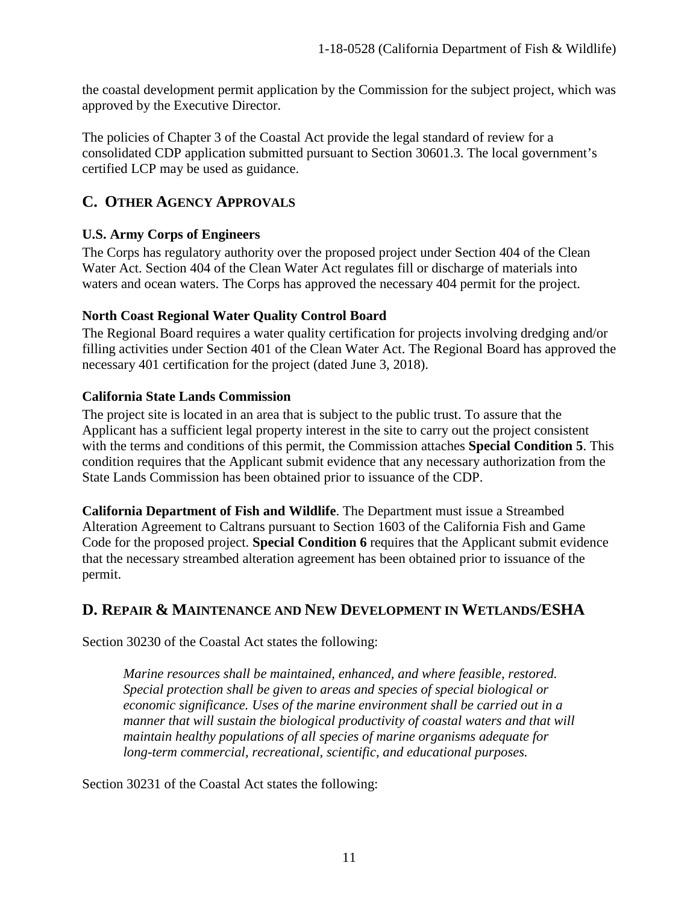the coastal development permit application by the Commission for the subject project, which was approved by the Executive Director.

The policies of Chapter 3 of the Coastal Act provide the legal standard of review for a consolidated CDP application submitted pursuant to Section 30601.3. The local government's certified LCP may be used as guidance.

## C. OTHER AGENCY APPROVALS

**U.S. Army Corps of Engineers**

The Corps has regulatory authority over the proposed project under Section 404 of the Clean Water Act. Section 404 of the Clean Water Act regulates fill or discharge of materials into waters and ocean waters. The Corps has approved the necessary 404 permit for the project.

**North Coast Regional Water Quality Control Board**

The Regional Board requires a water quality certification for projects involving dredging and/or filling activities under Section 401 of the Clean Water Act. The Regional Board has approved the necessary 401 certification for the project (dated June 3, 2018).

**California State Lands Commission**

The project site is located in an area that is subject to the public trust. To assure that the Applicant has a sufficient legal property interest in the site to carry out the project consistent with the terms and conditions of this permit, the Commission attaches **Special Condition 5**. This condition requires that the Applicant submit evidence that any necessary authorization from the State Lands Commission has been obtained prior to issuance of the CDP.

**California Department of Fish and Wildlife**. The Department must issue a Streambed Alteration Agreement to Caltrans pursuant to Section 1603 of the California Fish and Game Code for the proposed project. **Special Condition 6** requires that the Applicant submit evidence that the necessary streambed alteration agreement has been obtained prior to issuance of the permit.

## D. REPAIR & MAINTENANCE AND NEW DEVELOPMENT IN WETLANDS/ESHA

Section 30230 of the Coastal Act states the following:

> *Marine resources shall be maintained, enhanced, and where feasible, restored. Special protection shall be given to areas and species of special biological or economic significance. Uses of the marine environment shall be carried out in a manner that will sustain the biological productivity of coastal waters and that will maintain healthy populations of all species of marine organisms adequate for long-term commercial, recreational, scientific, and educational purposes.*

Section 30231 of the Coastal Act states the following: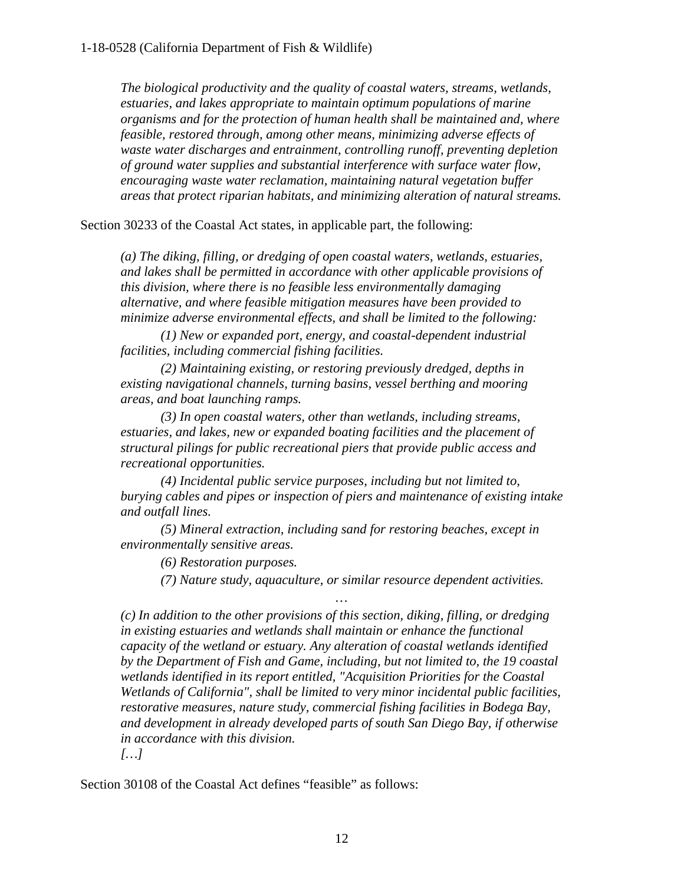> *The biological productivity and the quality of coastal waters, streams, wetlands, estuaries, and lakes appropriate to maintain optimum populations of marine organisms and for the protection of human health shall be maintained and, where feasible, restored through, among other means, minimizing adverse effects of waste water discharges and entrainment, controlling runoff, preventing depletion of ground water supplies and substantial interference with surface water flow, encouraging waste water reclamation, maintaining natural vegetation buffer areas that protect riparian habitats, and minimizing alteration of natural streams.*

Section 30233 of the Coastal Act states, in applicable part, the following:

> *(a) The diking, filling, or dredging of open coastal waters, wetlands, estuaries, and lakes shall be permitted in accordance with other applicable provisions of this division, where there is no feasible less environmentally damaging alternative, and where feasible mitigation measures have been provided to minimize adverse environmental effects, and shall be limited to the following:*
>
> *(1) New or expanded port, energy, and coastal-dependent industrial facilities, including commercial fishing facilities.*
>
> *(2) Maintaining existing, or restoring previously dredged, depths in existing navigational channels, turning basins, vessel berthing and mooring areas, and boat launching ramps.*
>
> *(3) In open coastal waters, other than wetlands, including streams, estuaries, and lakes, new or expanded boating facilities and the placement of structural pilings for public recreational piers that provide public access and recreational opportunities.*
>
> *(4) Incidental public service purposes, including but not limited to, burying cables and pipes or inspection of piers and maintenance of existing intake and outfall lines.*
>
> *(5) Mineral extraction, including sand for restoring beaches, except in environmentally sensitive areas.*
>
> *(6) Restoration purposes.*
>
> *(7) Nature study, aquaculture, or similar resource dependent activities.*
>
> …
>
> *(c) In addition to the other provisions of this section, diking, filling, or dredging in existing estuaries and wetlands shall maintain or enhance the functional capacity of the wetland or estuary. Any alteration of coastal wetlands identified by the Department of Fish and Game, including, but not limited to, the 19 coastal wetlands identified in its report entitled, "Acquisition Priorities for the Coastal Wetlands of California", shall be limited to very minor incidental public facilities, restorative measures, nature study, commercial fishing facilities in Bodega Bay, and development in already developed parts of south San Diego Bay, if otherwise in accordance with this division.*
>
> *[…]*

Section 30108 of the Coastal Act defines "feasible" as follows: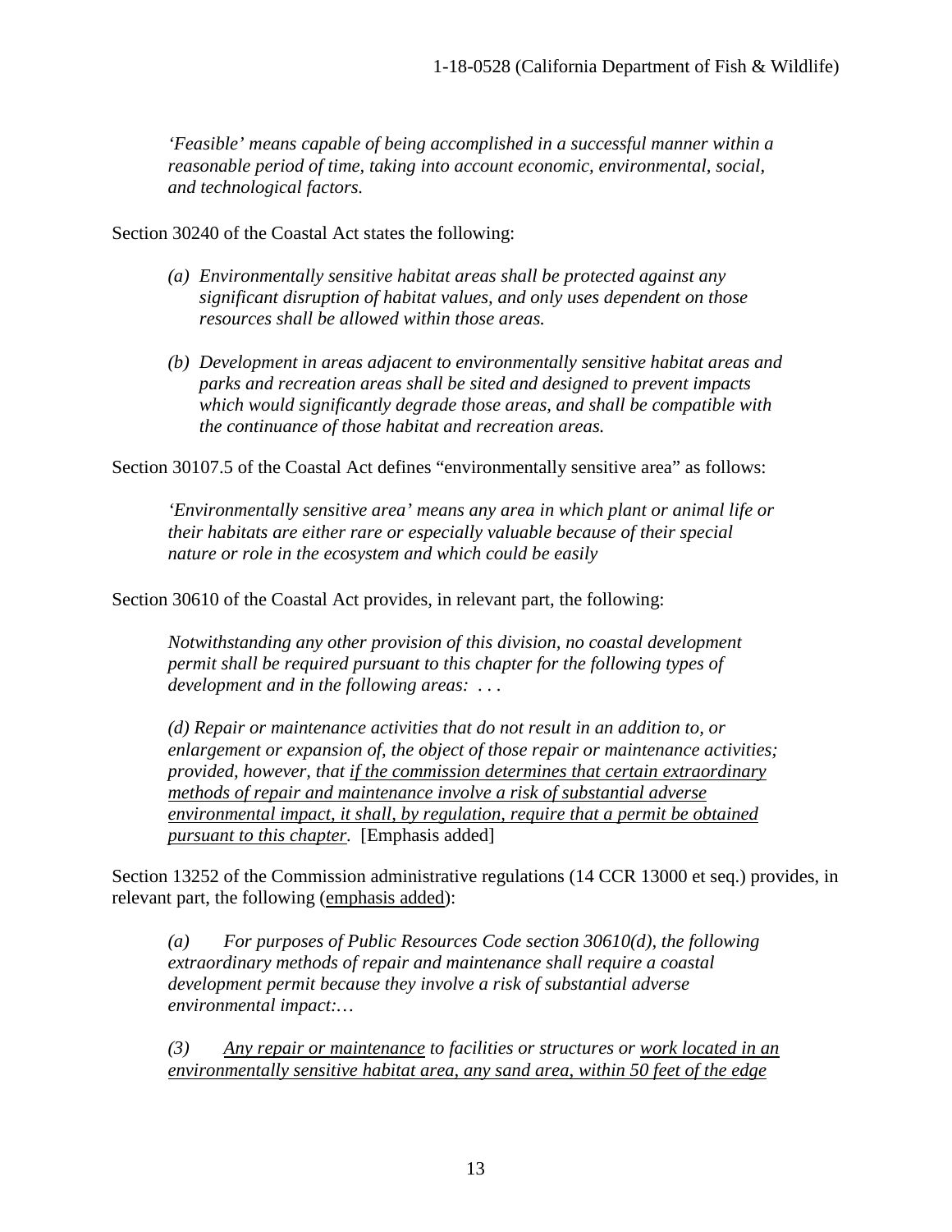*'Feasible' means capable of being accomplished in a successful manner within a reasonable period of time, taking into account economic, environmental, social, and technological factors.*

Section 30240 of the Coastal Act states the following:

*(a) Environmentally sensitive habitat areas shall be protected against any significant disruption of habitat values, and only uses dependent on those resources shall be allowed within those areas.*

*(b) Development in areas adjacent to environmentally sensitive habitat areas and parks and recreation areas shall be sited and designed to prevent impacts which would significantly degrade those areas, and shall be compatible with the continuance of those habitat and recreation areas.*

Section 30107.5 of the Coastal Act defines "environmentally sensitive area" as follows:

*'Environmentally sensitive area' means any area in which plant or animal life or their habitats are either rare or especially valuable because of their special nature or role in the ecosystem and which could be easily*

Section 30610 of the Coastal Act provides, in relevant part, the following:

*Notwithstanding any other provision of this division, no coastal development permit shall be required pursuant to this chapter for the following types of development and in the following areas: . . .*

*(d) Repair or maintenance activities that do not result in an addition to, or enlargement or expansion of, the object of those repair or maintenance activities; provided, however, that <u>if the commission determines that certain extraordinary methods of repair and maintenance involve a risk of substantial adverse environmental impact, it shall, by regulation, require that a permit be obtained pursuant to this chapter.</u>* [Emphasis added]

Section 13252 of the Commission administrative regulations (14 CCR 13000 et seq.) provides, in relevant part, the following (<u>emphasis added</u>):

*(a) For purposes of Public Resources Code section 30610(d), the following extraordinary methods of repair and maintenance shall require a coastal development permit because they involve a risk of substantial adverse environmental impact:…*

*(3) <u>Any repair or maintenance</u> to facilities or structures or <u>work located in an environmentally sensitive habitat area, any sand area, within 50 feet of the edge</u>*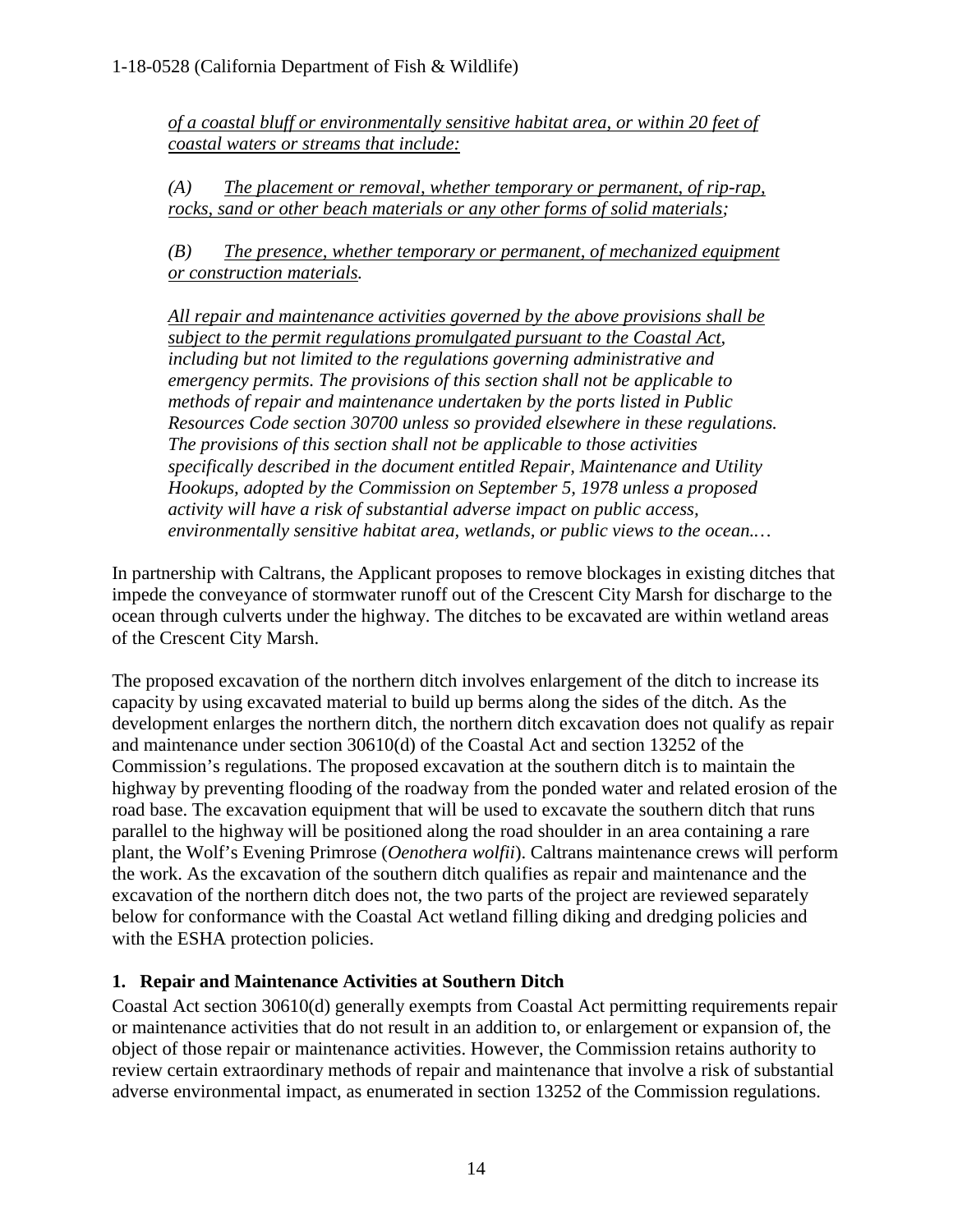*of a coastal bluff or environmentally sensitive habitat area, or within 20 feet of coastal waters or streams that include:*

*(A) The placement or removal, whether temporary or permanent, of rip-rap, rocks, sand or other beach materials or any other forms of solid materials;*

*(B) The presence, whether temporary or permanent, of mechanized equipment or construction materials.*

*All repair and maintenance activities governed by the above provisions shall be subject to the permit regulations promulgated pursuant to the Coastal Act, including but not limited to the regulations governing administrative and emergency permits. The provisions of this section shall not be applicable to methods of repair and maintenance undertaken by the ports listed in Public Resources Code section 30700 unless so provided elsewhere in these regulations. The provisions of this section shall not be applicable to those activities specifically described in the document entitled Repair, Maintenance and Utility Hookups, adopted by the Commission on September 5, 1978 unless a proposed activity will have a risk of substantial adverse impact on public access, environmentally sensitive habitat area, wetlands, or public views to the ocean.…*

In partnership with Caltrans, the Applicant proposes to remove blockages in existing ditches that impede the conveyance of stormwater runoff out of the Crescent City Marsh for discharge to the ocean through culverts under the highway. The ditches to be excavated are within wetland areas of the Crescent City Marsh.

The proposed excavation of the northern ditch involves enlargement of the ditch to increase its capacity by using excavated material to build up berms along the sides of the ditch. As the development enlarges the northern ditch, the northern ditch excavation does not qualify as repair and maintenance under section 30610(d) of the Coastal Act and section 13252 of the Commission's regulations. The proposed excavation at the southern ditch is to maintain the highway by preventing flooding of the roadway from the ponded water and related erosion of the road base. The excavation equipment that will be used to excavate the southern ditch that runs parallel to the highway will be positioned along the road shoulder in an area containing a rare plant, the Wolf's Evening Primrose (*Oenothera wolfii*). Caltrans maintenance crews will perform the work. As the excavation of the southern ditch qualifies as repair and maintenance and the excavation of the northern ditch does not, the two parts of the project are reviewed separately below for conformance with the Coastal Act wetland filling diking and dredging policies and with the ESHA protection policies.

### 1. Repair and Maintenance Activities at Southern Ditch

Coastal Act section 30610(d) generally exempts from Coastal Act permitting requirements repair or maintenance activities that do not result in an addition to, or enlargement or expansion of, the object of those repair or maintenance activities. However, the Commission retains authority to review certain extraordinary methods of repair and maintenance that involve a risk of substantial adverse environmental impact, as enumerated in section 13252 of the Commission regulations.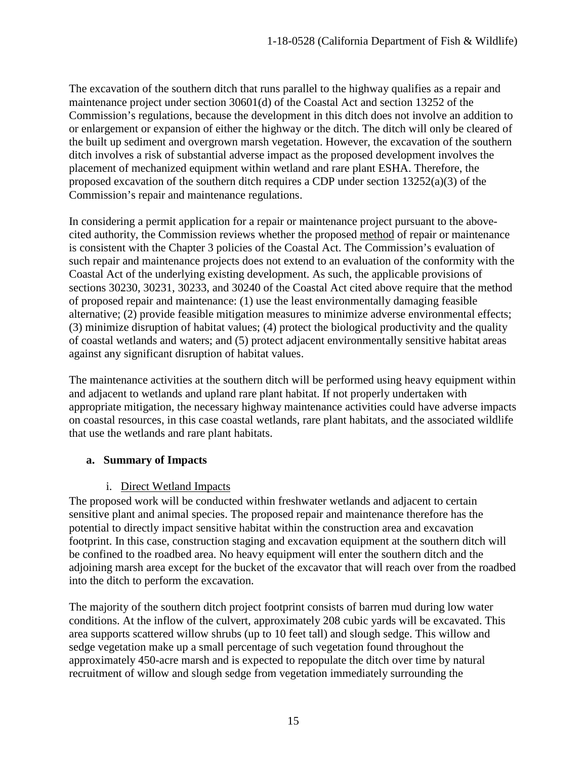The excavation of the southern ditch that runs parallel to the highway qualifies as a repair and maintenance project under section 30601(d) of the Coastal Act and section 13252 of the Commission's regulations, because the development in this ditch does not involve an addition to or enlargement or expansion of either the highway or the ditch. The ditch will only be cleared of the built up sediment and overgrown marsh vegetation. However, the excavation of the southern ditch involves a risk of substantial adverse impact as the proposed development involves the placement of mechanized equipment within wetland and rare plant ESHA. Therefore, the proposed excavation of the southern ditch requires a CDP under section 13252(a)(3) of the Commission's repair and maintenance regulations.

In considering a permit application for a repair or maintenance project pursuant to the above-cited authority, the Commission reviews whether the proposed <u>method</u> of repair or maintenance is consistent with the Chapter 3 policies of the Coastal Act. The Commission's evaluation of such repair and maintenance projects does not extend to an evaluation of the conformity with the Coastal Act of the underlying existing development. As such, the applicable provisions of sections 30230, 30231, 30233, and 30240 of the Coastal Act cited above require that the method of proposed repair and maintenance: (1) use the least environmentally damaging feasible alternative; (2) provide feasible mitigation measures to minimize adverse environmental effects; (3) minimize disruption of habitat values; (4) protect the biological productivity and the quality of coastal wetlands and waters; and (5) protect adjacent environmentally sensitive habitat areas against any significant disruption of habitat values.

The maintenance activities at the southern ditch will be performed using heavy equipment within and adjacent to wetlands and upland rare plant habitat. If not properly undertaken with appropriate mitigation, the necessary highway maintenance activities could have adverse impacts on coastal resources, in this case coastal wetlands, rare plant habitats, and the associated wildlife that use the wetlands and rare plant habitats.

#### a. Summary of Impacts

i. <u>Direct Wetland Impacts</u>

The proposed work will be conducted within freshwater wetlands and adjacent to certain sensitive plant and animal species. The proposed repair and maintenance therefore has the potential to directly impact sensitive habitat within the construction area and excavation footprint. In this case, construction staging and excavation equipment at the southern ditch will be confined to the roadbed area. No heavy equipment will enter the southern ditch and the adjoining marsh area except for the bucket of the excavator that will reach over from the roadbed into the ditch to perform the excavation.

The majority of the southern ditch project footprint consists of barren mud during low water conditions. At the inflow of the culvert, approximately 208 cubic yards will be excavated. This area supports scattered willow shrubs (up to 10 feet tall) and slough sedge. This willow and sedge vegetation make up a small percentage of such vegetation found throughout the approximately 450-acre marsh and is expected to repopulate the ditch over time by natural recruitment of willow and slough sedge from vegetation immediately surrounding the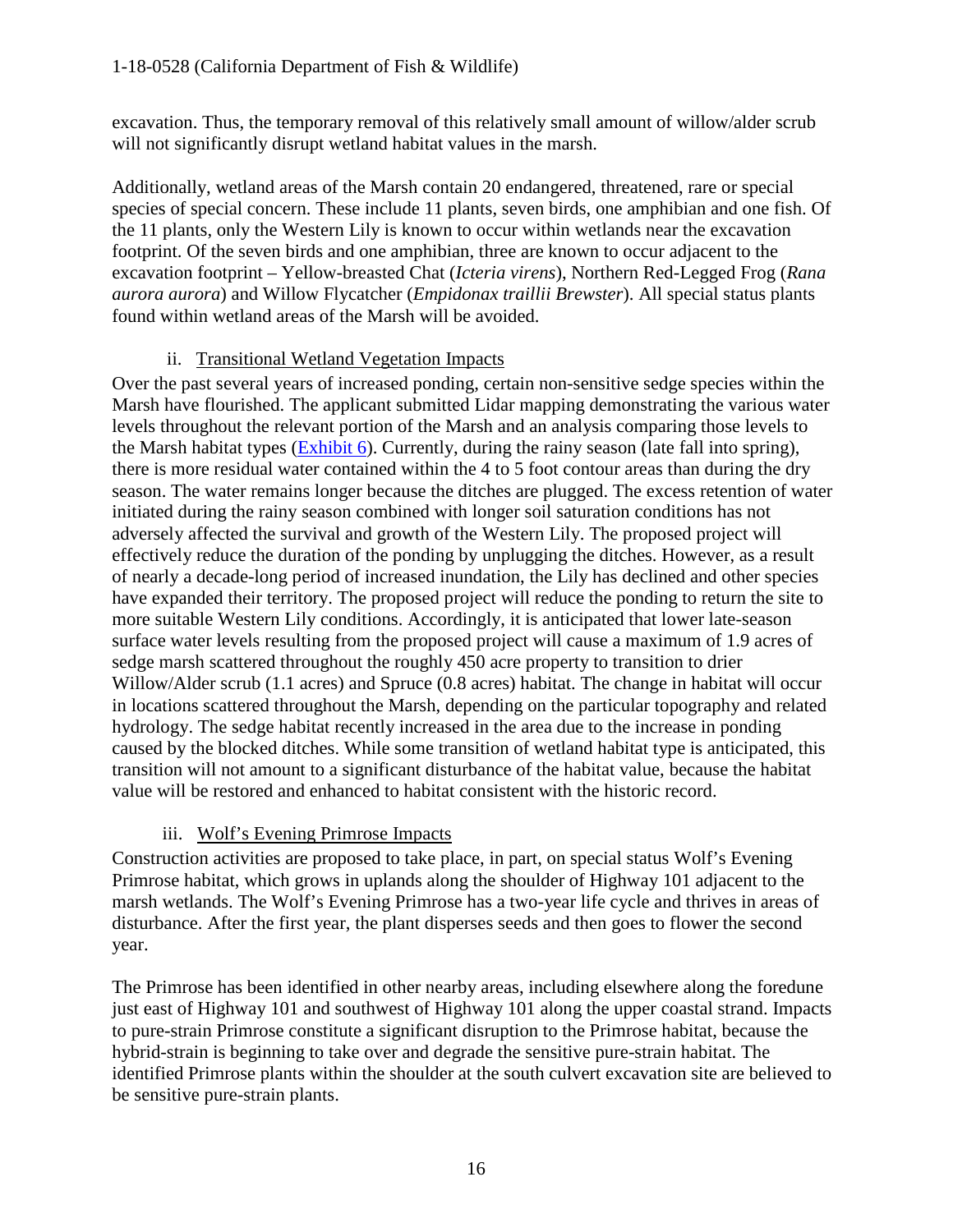excavation. Thus, the temporary removal of this relatively small amount of willow/alder scrub will not significantly disrupt wetland habitat values in the marsh.

Additionally, wetland areas of the Marsh contain 20 endangered, threatened, rare or special species of special concern. These include 11 plants, seven birds, one amphibian and one fish. Of the 11 plants, only the Western Lily is known to occur within wetlands near the excavation footprint. Of the seven birds and one amphibian, three are known to occur adjacent to the excavation footprint – Yellow-breasted Chat (*Icteria virens*), Northern Red-Legged Frog (*Rana aurora aurora*) and Willow Flycatcher (*Empidonax traillii Brewster*). All special status plants found within wetland areas of the Marsh will be avoided.

ii. Transitional Wetland Vegetation Impacts

Over the past several years of increased ponding, certain non-sensitive sedge species within the Marsh have flourished. The applicant submitted Lidar mapping demonstrating the various water levels throughout the relevant portion of the Marsh and an analysis comparing those levels to the Marsh habitat types (Exhibit 6). Currently, during the rainy season (late fall into spring), there is more residual water contained within the 4 to 5 foot contour areas than during the dry season. The water remains longer because the ditches are plugged. The excess retention of water initiated during the rainy season combined with longer soil saturation conditions has not adversely affected the survival and growth of the Western Lily. The proposed project will effectively reduce the duration of the ponding by unplugging the ditches. However, as a result of nearly a decade-long period of increased inundation, the Lily has declined and other species have expanded their territory. The proposed project will reduce the ponding to return the site to more suitable Western Lily conditions. Accordingly, it is anticipated that lower late-season surface water levels resulting from the proposed project will cause a maximum of 1.9 acres of sedge marsh scattered throughout the roughly 450 acre property to transition to drier Willow/Alder scrub (1.1 acres) and Spruce (0.8 acres) habitat. The change in habitat will occur in locations scattered throughout the Marsh, depending on the particular topography and related hydrology. The sedge habitat recently increased in the area due to the increase in ponding caused by the blocked ditches. While some transition of wetland habitat type is anticipated, this transition will not amount to a significant disturbance of the habitat value, because the habitat value will be restored and enhanced to habitat consistent with the historic record.

iii. Wolf's Evening Primrose Impacts

Construction activities are proposed to take place, in part, on special status Wolf's Evening Primrose habitat, which grows in uplands along the shoulder of Highway 101 adjacent to the marsh wetlands. The Wolf's Evening Primrose has a two-year life cycle and thrives in areas of disturbance. After the first year, the plant disperses seeds and then goes to flower the second year.

The Primrose has been identified in other nearby areas, including elsewhere along the foredune just east of Highway 101 and southwest of Highway 101 along the upper coastal strand. Impacts to pure-strain Primrose constitute a significant disruption to the Primrose habitat, because the hybrid-strain is beginning to take over and degrade the sensitive pure-strain habitat. The identified Primrose plants within the shoulder at the south culvert excavation site are believed to be sensitive pure-strain plants.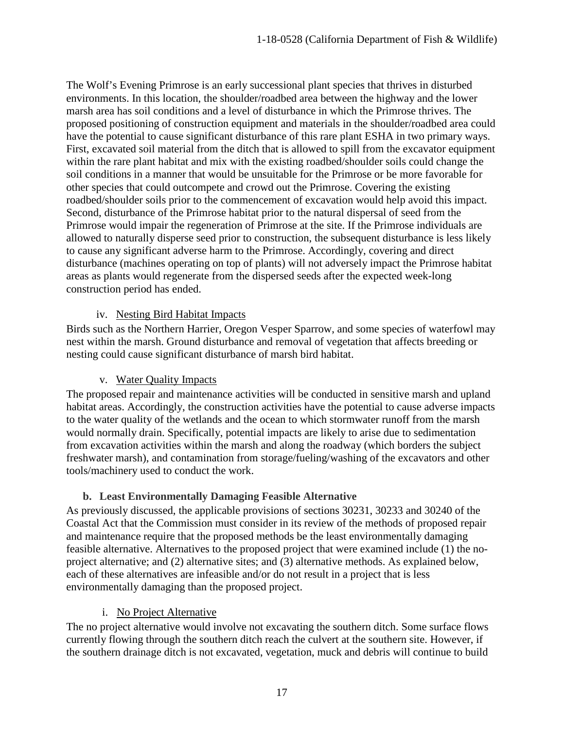The Wolf's Evening Primrose is an early successional plant species that thrives in disturbed environments. In this location, the shoulder/roadbed area between the highway and the lower marsh area has soil conditions and a level of disturbance in which the Primrose thrives. The proposed positioning of construction equipment and materials in the shoulder/roadbed area could have the potential to cause significant disturbance of this rare plant ESHA in two primary ways. First, excavated soil material from the ditch that is allowed to spill from the excavator equipment within the rare plant habitat and mix with the existing roadbed/shoulder soils could change the soil conditions in a manner that would be unsuitable for the Primrose or be more favorable for other species that could outcompete and crowd out the Primrose. Covering the existing roadbed/shoulder soils prior to the commencement of excavation would help avoid this impact. Second, disturbance of the Primrose habitat prior to the natural dispersal of seed from the Primrose would impair the regeneration of Primrose at the site. If the Primrose individuals are allowed to naturally disperse seed prior to construction, the subsequent disturbance is less likely to cause any significant adverse harm to the Primrose. Accordingly, covering and direct disturbance (machines operating on top of plants) will not adversely impact the Primrose habitat areas as plants would regenerate from the dispersed seeds after the expected week-long construction period has ended.

#### iv. Nesting Bird Habitat Impacts

Birds such as the Northern Harrier, Oregon Vesper Sparrow, and some species of waterfowl may nest within the marsh. Ground disturbance and removal of vegetation that affects breeding or nesting could cause significant disturbance of marsh bird habitat.

#### v. Water Quality Impacts

The proposed repair and maintenance activities will be conducted in sensitive marsh and upland habitat areas. Accordingly, the construction activities have the potential to cause adverse impacts to the water quality of the wetlands and the ocean to which stormwater runoff from the marsh would normally drain. Specifically, potential impacts are likely to arise due to sedimentation from excavation activities within the marsh and along the roadway (which borders the subject freshwater marsh), and contamination from storage/fueling/washing of the excavators and other tools/machinery used to conduct the work.

### b. Least Environmentally Damaging Feasible Alternative

As previously discussed, the applicable provisions of sections 30231, 30233 and 30240 of the Coastal Act that the Commission must consider in its review of the methods of proposed repair and maintenance require that the proposed methods be the least environmentally damaging feasible alternative. Alternatives to the proposed project that were examined include (1) the no-project alternative; and (2) alternative sites; and (3) alternative methods. As explained below, each of these alternatives are infeasible and/or do not result in a project that is less environmentally damaging than the proposed project.

#### i. No Project Alternative

The no project alternative would involve not excavating the southern ditch. Some surface flows currently flowing through the southern ditch reach the culvert at the southern site. However, if the southern drainage ditch is not excavated, vegetation, muck and debris will continue to build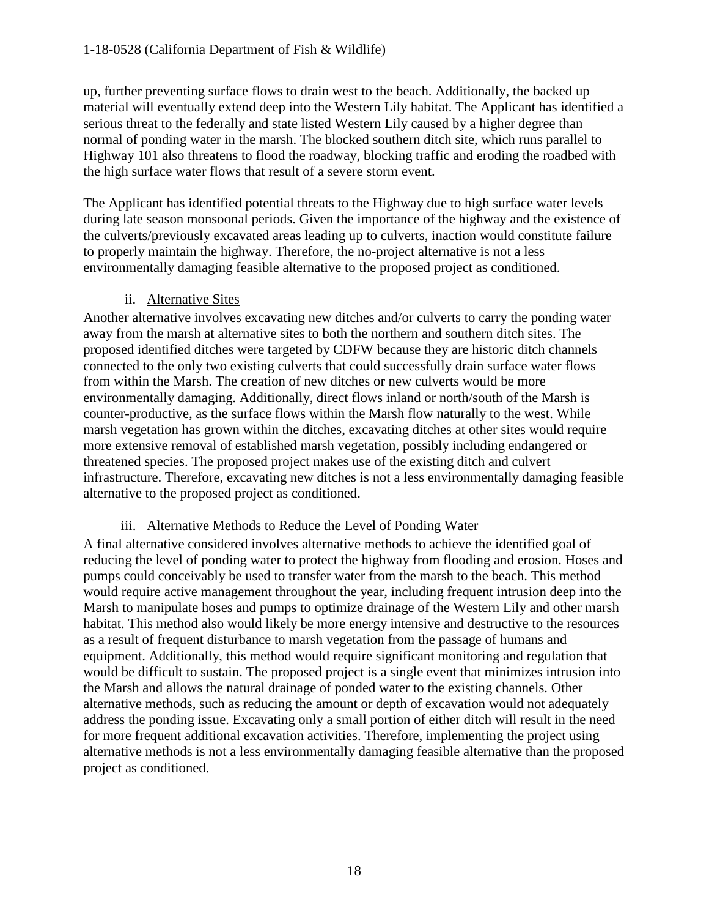up, further preventing surface flows to drain west to the beach. Additionally, the backed up material will eventually extend deep into the Western Lily habitat. The Applicant has identified a serious threat to the federally and state listed Western Lily caused by a higher degree than normal of ponding water in the marsh. The blocked southern ditch site, which runs parallel to Highway 101 also threatens to flood the roadway, blocking traffic and eroding the roadbed with the high surface water flows that result of a severe storm event.

The Applicant has identified potential threats to the Highway due to high surface water levels during late season monsoonal periods. Given the importance of the highway and the existence of the culverts/previously excavated areas leading up to culverts, inaction would constitute failure to properly maintain the highway. Therefore, the no-project alternative is not a less environmentally damaging feasible alternative to the proposed project as conditioned.

ii. Alternative Sites

Another alternative involves excavating new ditches and/or culverts to carry the ponding water away from the marsh at alternative sites to both the northern and southern ditch sites. The proposed identified ditches were targeted by CDFW because they are historic ditch channels connected to the only two existing culverts that could successfully drain surface water flows from within the Marsh. The creation of new ditches or new culverts would be more environmentally damaging. Additionally, direct flows inland or north/south of the Marsh is counter-productive, as the surface flows within the Marsh flow naturally to the west. While marsh vegetation has grown within the ditches, excavating ditches at other sites would require more extensive removal of established marsh vegetation, possibly including endangered or threatened species. The proposed project makes use of the existing ditch and culvert infrastructure. Therefore, excavating new ditches is not a less environmentally damaging feasible alternative to the proposed project as conditioned.

iii. Alternative Methods to Reduce the Level of Ponding Water

A final alternative considered involves alternative methods to achieve the identified goal of reducing the level of ponding water to protect the highway from flooding and erosion. Hoses and pumps could conceivably be used to transfer water from the marsh to the beach. This method would require active management throughout the year, including frequent intrusion deep into the Marsh to manipulate hoses and pumps to optimize drainage of the Western Lily and other marsh habitat. This method also would likely be more energy intensive and destructive to the resources as a result of frequent disturbance to marsh vegetation from the passage of humans and equipment. Additionally, this method would require significant monitoring and regulation that would be difficult to sustain. The proposed project is a single event that minimizes intrusion into the Marsh and allows the natural drainage of ponded water to the existing channels. Other alternative methods, such as reducing the amount or depth of excavation would not adequately address the ponding issue. Excavating only a small portion of either ditch will result in the need for more frequent additional excavation activities. Therefore, implementing the project using alternative methods is not a less environmentally damaging feasible alternative than the proposed project as conditioned.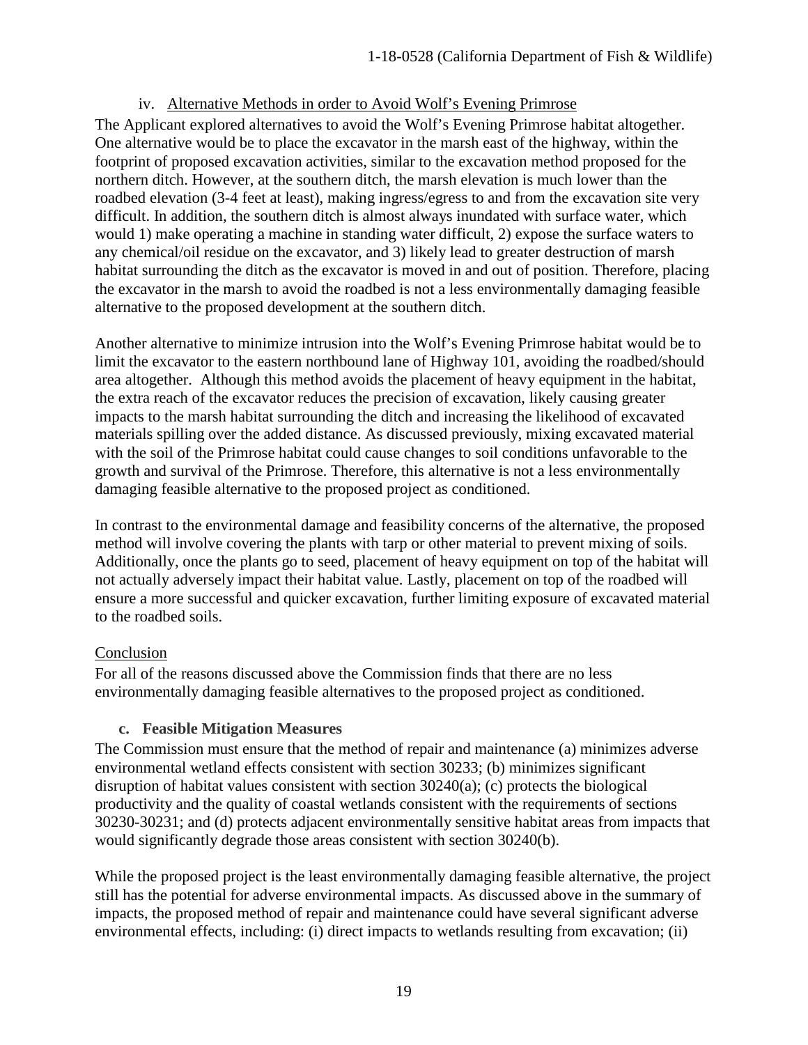#### iv. Alternative Methods in order to Avoid Wolf's Evening Primrose

The Applicant explored alternatives to avoid the Wolf's Evening Primrose habitat altogether. One alternative would be to place the excavator in the marsh east of the highway, within the footprint of proposed excavation activities, similar to the excavation method proposed for the northern ditch. However, at the southern ditch, the marsh elevation is much lower than the roadbed elevation (3-4 feet at least), making ingress/egress to and from the excavation site very difficult. In addition, the southern ditch is almost always inundated with surface water, which would 1) make operating a machine in standing water difficult, 2) expose the surface waters to any chemical/oil residue on the excavator, and 3) likely lead to greater destruction of marsh habitat surrounding the ditch as the excavator is moved in and out of position. Therefore, placing the excavator in the marsh to avoid the roadbed is not a less environmentally damaging feasible alternative to the proposed development at the southern ditch.

Another alternative to minimize intrusion into the Wolf's Evening Primrose habitat would be to limit the excavator to the eastern northbound lane of Highway 101, avoiding the roadbed/should area altogether. Although this method avoids the placement of heavy equipment in the habitat, the extra reach of the excavator reduces the precision of excavation, likely causing greater impacts to the marsh habitat surrounding the ditch and increasing the likelihood of excavated materials spilling over the added distance. As discussed previously, mixing excavated material with the soil of the Primrose habitat could cause changes to soil conditions unfavorable to the growth and survival of the Primrose. Therefore, this alternative is not a less environmentally damaging feasible alternative to the proposed project as conditioned.

In contrast to the environmental damage and feasibility concerns of the alternative, the proposed method will involve covering the plants with tarp or other material to prevent mixing of soils. Additionally, once the plants go to seed, placement of heavy equipment on top of the habitat will not actually adversely impact their habitat value. Lastly, placement on top of the roadbed will ensure a more successful and quicker excavation, further limiting exposure of excavated material to the roadbed soils.

Conclusion

For all of the reasons discussed above the Commission finds that there are no less environmentally damaging feasible alternatives to the proposed project as conditioned.

### c. Feasible Mitigation Measures

The Commission must ensure that the method of repair and maintenance (a) minimizes adverse environmental wetland effects consistent with section 30233; (b) minimizes significant disruption of habitat values consistent with section 30240(a); (c) protects the biological productivity and the quality of coastal wetlands consistent with the requirements of sections 30230-30231; and (d) protects adjacent environmentally sensitive habitat areas from impacts that would significantly degrade those areas consistent with section 30240(b).

While the proposed project is the least environmentally damaging feasible alternative, the project still has the potential for adverse environmental impacts. As discussed above in the summary of impacts, the proposed method of repair and maintenance could have several significant adverse environmental effects, including: (i) direct impacts to wetlands resulting from excavation; (ii)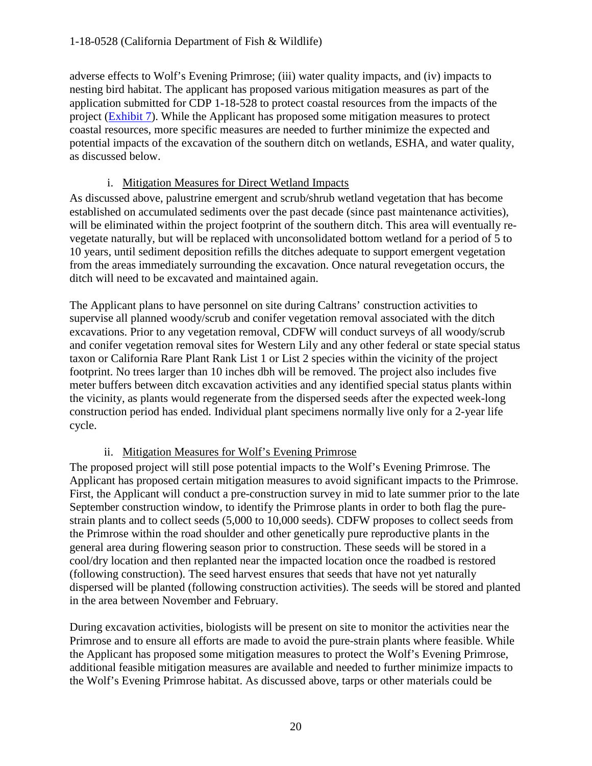adverse effects to Wolf's Evening Primrose; (iii) water quality impacts, and (iv) impacts to nesting bird habitat. The applicant has proposed various mitigation measures as part of the application submitted for CDP 1-18-528 to protect coastal resources from the impacts of the project (Exhibit 7). While the Applicant has proposed some mitigation measures to protect coastal resources, more specific measures are needed to further minimize the expected and potential impacts of the excavation of the southern ditch on wetlands, ESHA, and water quality, as discussed below.

i. Mitigation Measures for Direct Wetland Impacts

As discussed above, palustrine emergent and scrub/shrub wetland vegetation that has become established on accumulated sediments over the past decade (since past maintenance activities), will be eliminated within the project footprint of the southern ditch. This area will eventually re-vegetate naturally, but will be replaced with unconsolidated bottom wetland for a period of 5 to 10 years, until sediment deposition refills the ditches adequate to support emergent vegetation from the areas immediately surrounding the excavation. Once natural revegetation occurs, the ditch will need to be excavated and maintained again.

The Applicant plans to have personnel on site during Caltrans' construction activities to supervise all planned woody/scrub and conifer vegetation removal associated with the ditch excavations. Prior to any vegetation removal, CDFW will conduct surveys of all woody/scrub and conifer vegetation removal sites for Western Lily and any other federal or state special status taxon or California Rare Plant Rank List 1 or List 2 species within the vicinity of the project footprint. No trees larger than 10 inches dbh will be removed. The project also includes five meter buffers between ditch excavation activities and any identified special status plants within the vicinity, as plants would regenerate from the dispersed seeds after the expected week-long construction period has ended. Individual plant specimens normally live only for a 2-year life cycle.

ii. Mitigation Measures for Wolf's Evening Primrose

The proposed project will still pose potential impacts to the Wolf's Evening Primrose. The Applicant has proposed certain mitigation measures to avoid significant impacts to the Primrose. First, the Applicant will conduct a pre-construction survey in mid to late summer prior to the late September construction window, to identify the Primrose plants in order to both flag the pure-strain plants and to collect seeds (5,000 to 10,000 seeds). CDFW proposes to collect seeds from the Primrose within the road shoulder and other genetically pure reproductive plants in the general area during flowering season prior to construction. These seeds will be stored in a cool/dry location and then replanted near the impacted location once the roadbed is restored (following construction). The seed harvest ensures that seeds that have not yet naturally dispersed will be planted (following construction activities). The seeds will be stored and planted in the area between November and February.

During excavation activities, biologists will be present on site to monitor the activities near the Primrose and to ensure all efforts are made to avoid the pure-strain plants where feasible. While the Applicant has proposed some mitigation measures to protect the Wolf's Evening Primrose, additional feasible mitigation measures are available and needed to further minimize impacts to the Wolf's Evening Primrose habitat. As discussed above, tarps or other materials could be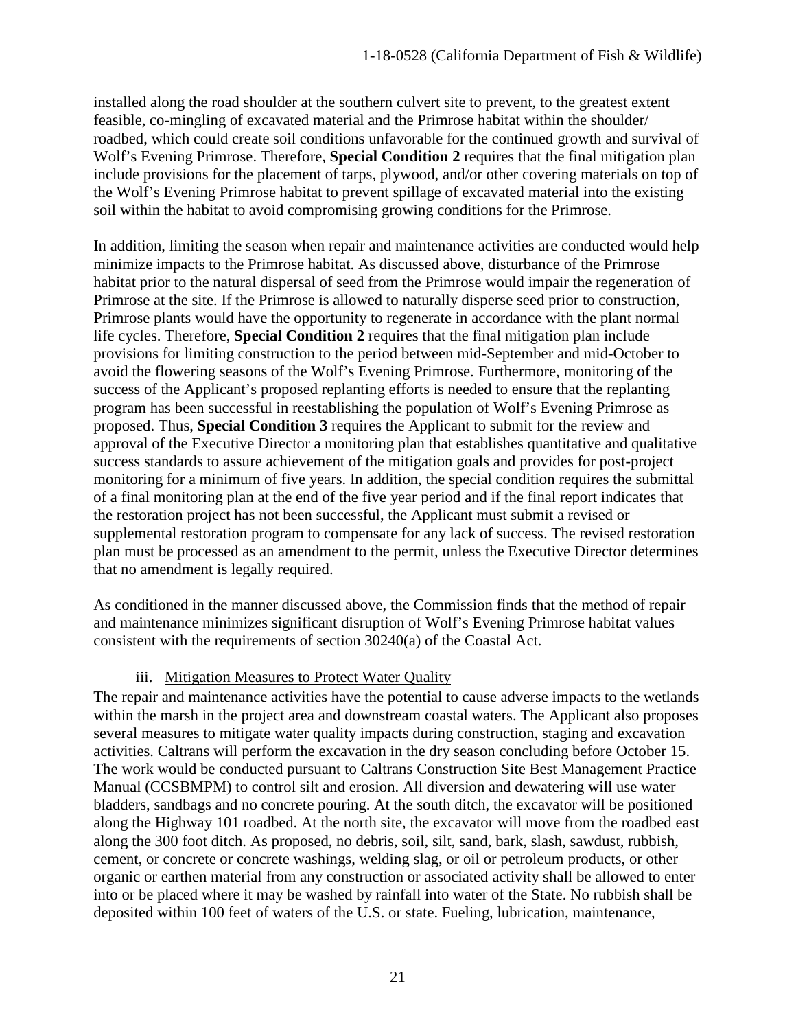installed along the road shoulder at the southern culvert site to prevent, to the greatest extent feasible, co-mingling of excavated material and the Primrose habitat within the shoulder/ roadbed, which could create soil conditions unfavorable for the continued growth and survival of Wolf's Evening Primrose. Therefore, **Special Condition 2** requires that the final mitigation plan include provisions for the placement of tarps, plywood, and/or other covering materials on top of the Wolf's Evening Primrose habitat to prevent spillage of excavated material into the existing soil within the habitat to avoid compromising growing conditions for the Primrose.

In addition, limiting the season when repair and maintenance activities are conducted would help minimize impacts to the Primrose habitat. As discussed above, disturbance of the Primrose habitat prior to the natural dispersal of seed from the Primrose would impair the regeneration of Primrose at the site. If the Primrose is allowed to naturally disperse seed prior to construction, Primrose plants would have the opportunity to regenerate in accordance with the plant normal life cycles. Therefore, **Special Condition 2** requires that the final mitigation plan include provisions for limiting construction to the period between mid-September and mid-October to avoid the flowering seasons of the Wolf's Evening Primrose. Furthermore, monitoring of the success of the Applicant's proposed replanting efforts is needed to ensure that the replanting program has been successful in reestablishing the population of Wolf's Evening Primrose as proposed. Thus, **Special Condition 3** requires the Applicant to submit for the review and approval of the Executive Director a monitoring plan that establishes quantitative and qualitative success standards to assure achievement of the mitigation goals and provides for post-project monitoring for a minimum of five years. In addition, the special condition requires the submittal of a final monitoring plan at the end of the five year period and if the final report indicates that the restoration project has not been successful, the Applicant must submit a revised or supplemental restoration program to compensate for any lack of success. The revised restoration plan must be processed as an amendment to the permit, unless the Executive Director determines that no amendment is legally required.

As conditioned in the manner discussed above, the Commission finds that the method of repair and maintenance minimizes significant disruption of Wolf's Evening Primrose habitat values consistent with the requirements of section 30240(a) of the Coastal Act.

iii. Mitigation Measures to Protect Water Quality

The repair and maintenance activities have the potential to cause adverse impacts to the wetlands within the marsh in the project area and downstream coastal waters. The Applicant also proposes several measures to mitigate water quality impacts during construction, staging and excavation activities. Caltrans will perform the excavation in the dry season concluding before October 15. The work would be conducted pursuant to Caltrans Construction Site Best Management Practice Manual (CCSBMPM) to control silt and erosion. All diversion and dewatering will use water bladders, sandbags and no concrete pouring. At the south ditch, the excavator will be positioned along the Highway 101 roadbed. At the north site, the excavator will move from the roadbed east along the 300 foot ditch. As proposed, no debris, soil, silt, sand, bark, slash, sawdust, rubbish, cement, or concrete or concrete washings, welding slag, or oil or petroleum products, or other organic or earthen material from any construction or associated activity shall be allowed to enter into or be placed where it may be washed by rainfall into water of the State. No rubbish shall be deposited within 100 feet of waters of the U.S. or state. Fueling, lubrication, maintenance,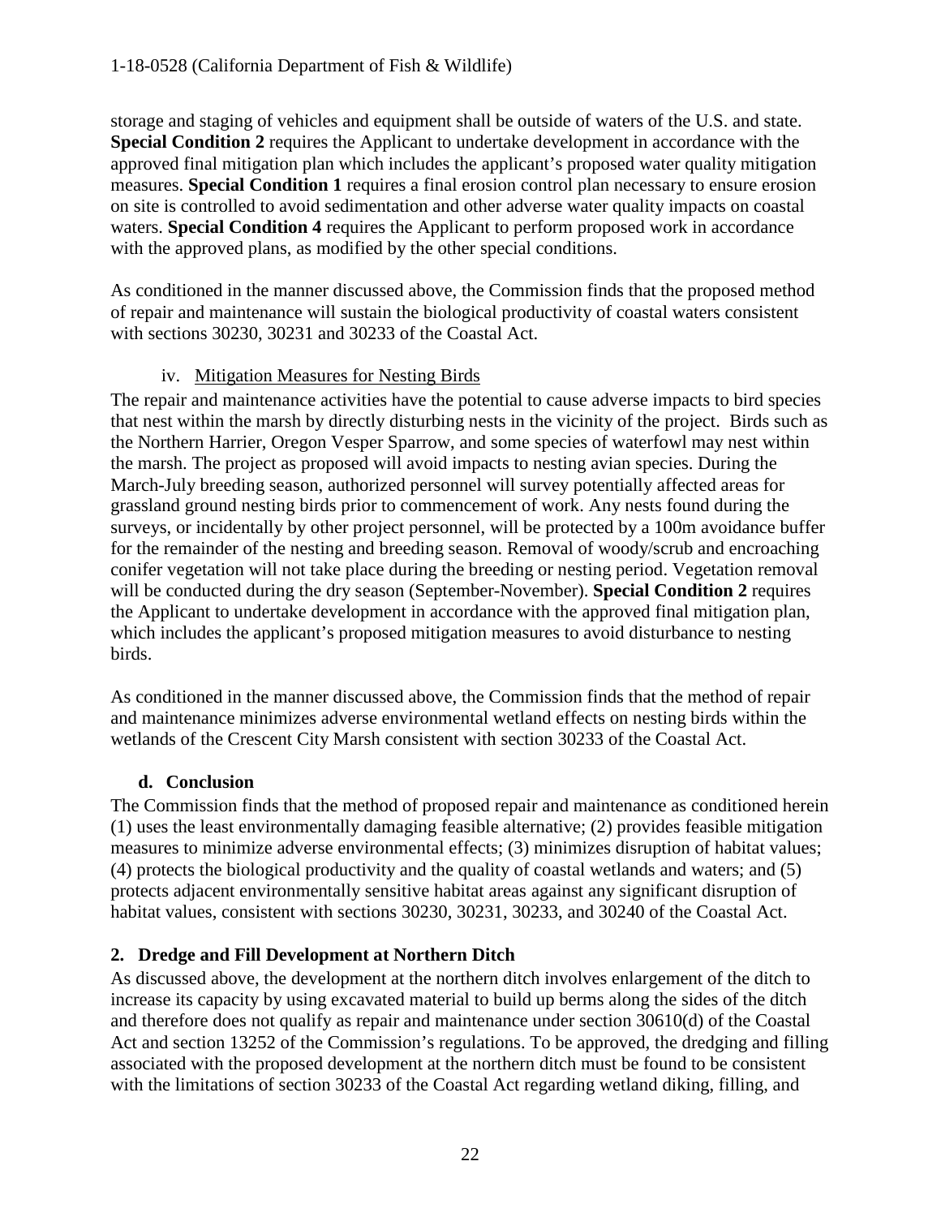storage and staging of vehicles and equipment shall be outside of waters of the U.S. and state. **Special Condition 2** requires the Applicant to undertake development in accordance with the approved final mitigation plan which includes the applicant's proposed water quality mitigation measures. **Special Condition 1** requires a final erosion control plan necessary to ensure erosion on site is controlled to avoid sedimentation and other adverse water quality impacts on coastal waters. **Special Condition 4** requires the Applicant to perform proposed work in accordance with the approved plans, as modified by the other special conditions.

As conditioned in the manner discussed above, the Commission finds that the proposed method of repair and maintenance will sustain the biological productivity of coastal waters consistent with sections 30230, 30231 and 30233 of the Coastal Act.

iv. Mitigation Measures for Nesting Birds

The repair and maintenance activities have the potential to cause adverse impacts to bird species that nest within the marsh by directly disturbing nests in the vicinity of the project. Birds such as the Northern Harrier, Oregon Vesper Sparrow, and some species of waterfowl may nest within the marsh. The project as proposed will avoid impacts to nesting avian species. During the March-July breeding season, authorized personnel will survey potentially affected areas for grassland ground nesting birds prior to commencement of work. Any nests found during the surveys, or incidentally by other project personnel, will be protected by a 100m avoidance buffer for the remainder of the nesting and breeding season. Removal of woody/scrub and encroaching conifer vegetation will not take place during the breeding or nesting period. Vegetation removal will be conducted during the dry season (September-November). **Special Condition 2** requires the Applicant to undertake development in accordance with the approved final mitigation plan, which includes the applicant's proposed mitigation measures to avoid disturbance to nesting birds.

As conditioned in the manner discussed above, the Commission finds that the method of repair and maintenance minimizes adverse environmental wetland effects on nesting birds within the wetlands of the Crescent City Marsh consistent with section 30233 of the Coastal Act.

### d. Conclusion

The Commission finds that the method of proposed repair and maintenance as conditioned herein (1) uses the least environmentally damaging feasible alternative; (2) provides feasible mitigation measures to minimize adverse environmental effects; (3) minimizes disruption of habitat values; (4) protects the biological productivity and the quality of coastal wetlands and waters; and (5) protects adjacent environmentally sensitive habitat areas against any significant disruption of habitat values, consistent with sections 30230, 30231, 30233, and 30240 of the Coastal Act.

## 2. Dredge and Fill Development at Northern Ditch

As discussed above, the development at the northern ditch involves enlargement of the ditch to increase its capacity by using excavated material to build up berms along the sides of the ditch and therefore does not qualify as repair and maintenance under section 30610(d) of the Coastal Act and section 13252 of the Commission's regulations. To be approved, the dredging and filling associated with the proposed development at the northern ditch must be found to be consistent with the limitations of section 30233 of the Coastal Act regarding wetland diking, filling, and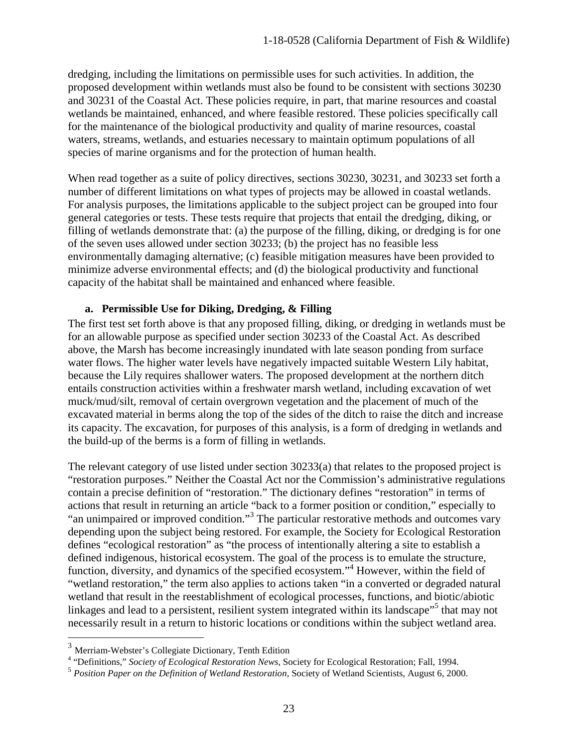dredging, including the limitations on permissible uses for such activities. In addition, the proposed development within wetlands must also be found to be consistent with sections 30230 and 30231 of the Coastal Act. These policies require, in part, that marine resources and coastal wetlands be maintained, enhanced, and where feasible restored. These policies specifically call for the maintenance of the biological productivity and quality of marine resources, coastal waters, streams, wetlands, and estuaries necessary to maintain optimum populations of all species of marine organisms and for the protection of human health.

When read together as a suite of policy directives, sections 30230, 30231, and 30233 set forth a number of different limitations on what types of projects may be allowed in coastal wetlands. For analysis purposes, the limitations applicable to the subject project can be grouped into four general categories or tests. These tests require that projects that entail the dredging, diking, or filling of wetlands demonstrate that: (a) the purpose of the filling, diking, or dredging is for one of the seven uses allowed under section 30233; (b) the project has no feasible less environmentally damaging alternative; (c) feasible mitigation measures have been provided to minimize adverse environmental effects; and (d) the biological productivity and functional capacity of the habitat shall be maintained and enhanced where feasible.

**a. Permissible Use for Diking, Dredging, & Filling**

The first test set forth above is that any proposed filling, diking, or dredging in wetlands must be for an allowable purpose as specified under section 30233 of the Coastal Act. As described above, the Marsh has become increasingly inundated with late season ponding from surface water flows. The higher water levels have negatively impacted suitable Western Lily habitat, because the Lily requires shallower waters. The proposed development at the northern ditch entails construction activities within a freshwater marsh wetland, including excavation of wet muck/mud/silt, removal of certain overgrown vegetation and the placement of much of the excavated material in berms along the top of the sides of the ditch to raise the ditch and increase its capacity. The excavation, for purposes of this analysis, is a form of dredging in wetlands and the build-up of the berms is a form of filling in wetlands.

The relevant category of use listed under section 30233(a) that relates to the proposed project is "restoration purposes." Neither the Coastal Act nor the Commission's administrative regulations contain a precise definition of "restoration." The dictionary defines "restoration" in terms of actions that result in returning an article "back to a former position or condition," especially to "an unimpaired or improved condition."[3] The particular restorative methods and outcomes vary depending upon the subject being restored. For example, the Society for Ecological Restoration defines "ecological restoration" as "the process of intentionally altering a site to establish a defined indigenous, historical ecosystem. The goal of the process is to emulate the structure, function, diversity, and dynamics of the specified ecosystem."[4] However, within the field of "wetland restoration," the term also applies to actions taken "in a converted or degraded natural wetland that result in the reestablishment of ecological processes, functions, and biotic/abiotic linkages and lead to a persistent, resilient system integrated within its landscape"[5] that may not necessarily result in a return to historic locations or conditions within the subject wetland area.

---

[3] Merriam-Webster's Collegiate Dictionary, Tenth Edition

[4] "Definitions," *Society of Ecological Restoration News*, Society for Ecological Restoration; Fall, 1994.

[5] *Position Paper on the Definition of Wetland Restoration*, Society of Wetland Scientists, August 6, 2000.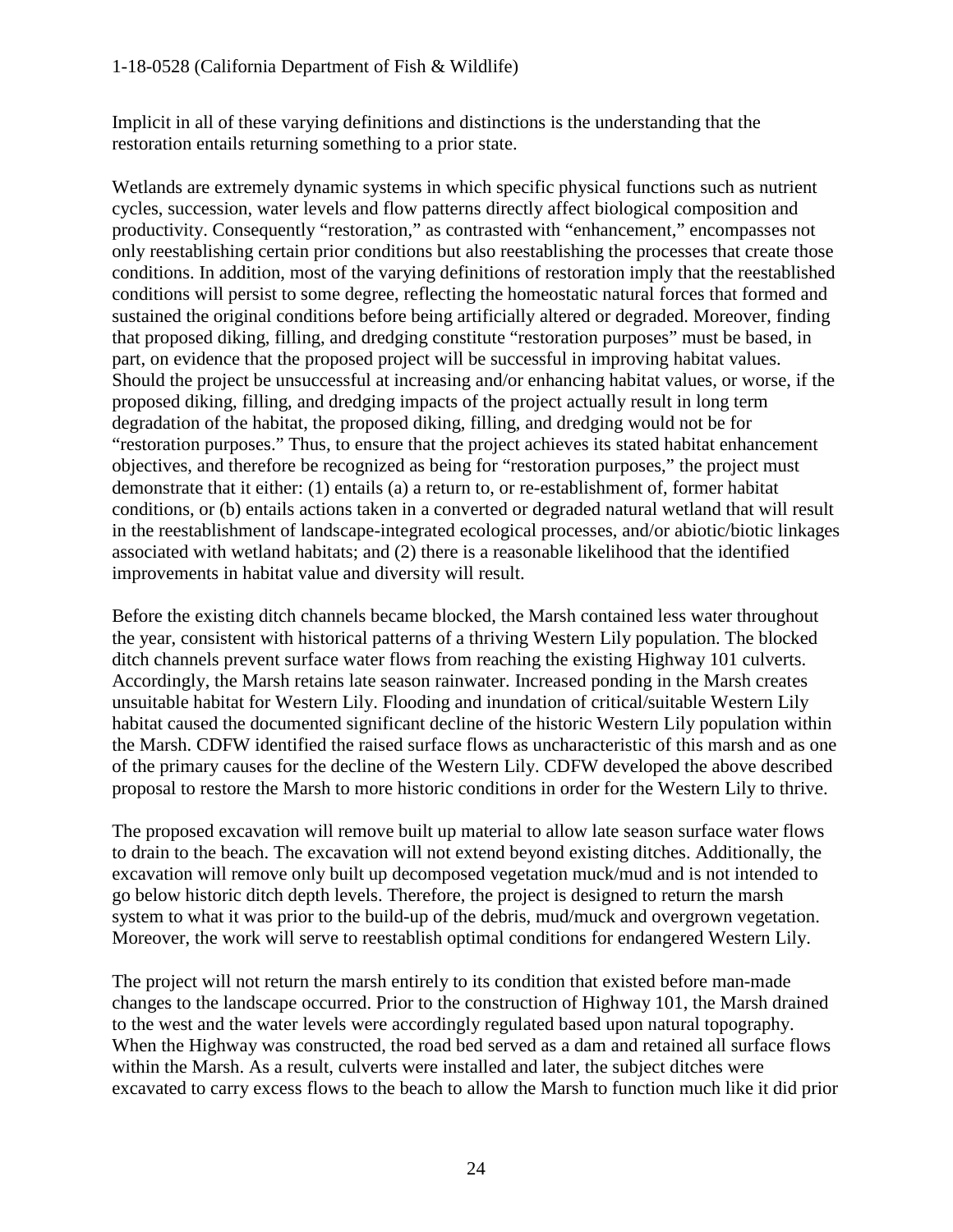Implicit in all of these varying definitions and distinctions is the understanding that the restoration entails returning something to a prior state.

Wetlands are extremely dynamic systems in which specific physical functions such as nutrient cycles, succession, water levels and flow patterns directly affect biological composition and productivity. Consequently "restoration," as contrasted with "enhancement," encompasses not only reestablishing certain prior conditions but also reestablishing the processes that create those conditions. In addition, most of the varying definitions of restoration imply that the reestablished conditions will persist to some degree, reflecting the homeostatic natural forces that formed and sustained the original conditions before being artificially altered or degraded. Moreover, finding that proposed diking, filling, and dredging constitute "restoration purposes" must be based, in part, on evidence that the proposed project will be successful in improving habitat values. Should the project be unsuccessful at increasing and/or enhancing habitat values, or worse, if the proposed diking, filling, and dredging impacts of the project actually result in long term degradation of the habitat, the proposed diking, filling, and dredging would not be for "restoration purposes." Thus, to ensure that the project achieves its stated habitat enhancement objectives, and therefore be recognized as being for "restoration purposes," the project must demonstrate that it either: (1) entails (a) a return to, or re-establishment of, former habitat conditions, or (b) entails actions taken in a converted or degraded natural wetland that will result in the reestablishment of landscape-integrated ecological processes, and/or abiotic/biotic linkages associated with wetland habitats; and (2) there is a reasonable likelihood that the identified improvements in habitat value and diversity will result.

Before the existing ditch channels became blocked, the Marsh contained less water throughout the year, consistent with historical patterns of a thriving Western Lily population. The blocked ditch channels prevent surface water flows from reaching the existing Highway 101 culverts. Accordingly, the Marsh retains late season rainwater. Increased ponding in the Marsh creates unsuitable habitat for Western Lily. Flooding and inundation of critical/suitable Western Lily habitat caused the documented significant decline of the historic Western Lily population within the Marsh. CDFW identified the raised surface flows as uncharacteristic of this marsh and as one of the primary causes for the decline of the Western Lily. CDFW developed the above described proposal to restore the Marsh to more historic conditions in order for the Western Lily to thrive.

The proposed excavation will remove built up material to allow late season surface water flows to drain to the beach. The excavation will not extend beyond existing ditches. Additionally, the excavation will remove only built up decomposed vegetation muck/mud and is not intended to go below historic ditch depth levels. Therefore, the project is designed to return the marsh system to what it was prior to the build-up of the debris, mud/muck and overgrown vegetation. Moreover, the work will serve to reestablish optimal conditions for endangered Western Lily.

The project will not return the marsh entirely to its condition that existed before man-made changes to the landscape occurred. Prior to the construction of Highway 101, the Marsh drained to the west and the water levels were accordingly regulated based upon natural topography. When the Highway was constructed, the road bed served as a dam and retained all surface flows within the Marsh. As a result, culverts were installed and later, the subject ditches were excavated to carry excess flows to the beach to allow the Marsh to function much like it did prior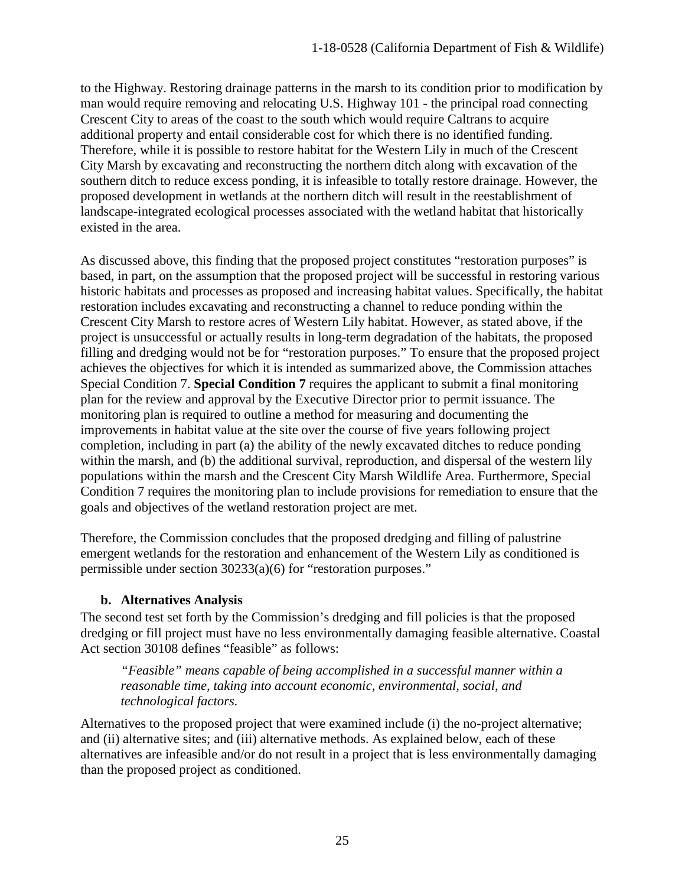to the Highway. Restoring drainage patterns in the marsh to its condition prior to modification by man would require removing and relocating U.S. Highway 101 - the principal road connecting Crescent City to areas of the coast to the south which would require Caltrans to acquire additional property and entail considerable cost for which there is no identified funding. Therefore, while it is possible to restore habitat for the Western Lily in much of the Crescent City Marsh by excavating and reconstructing the northern ditch along with excavation of the southern ditch to reduce excess ponding, it is infeasible to totally restore drainage. However, the proposed development in wetlands at the northern ditch will result in the reestablishment of landscape-integrated ecological processes associated with the wetland habitat that historically existed in the area.

As discussed above, this finding that the proposed project constitutes "restoration purposes" is based, in part, on the assumption that the proposed project will be successful in restoring various historic habitats and processes as proposed and increasing habitat values. Specifically, the habitat restoration includes excavating and reconstructing a channel to reduce ponding within the Crescent City Marsh to restore acres of Western Lily habitat. However, as stated above, if the project is unsuccessful or actually results in long-term degradation of the habitats, the proposed filling and dredging would not be for "restoration purposes." To ensure that the proposed project achieves the objectives for which it is intended as summarized above, the Commission attaches Special Condition 7. **Special Condition 7** requires the applicant to submit a final monitoring plan for the review and approval by the Executive Director prior to permit issuance. The monitoring plan is required to outline a method for measuring and documenting the improvements in habitat value at the site over the course of five years following project completion, including in part (a) the ability of the newly excavated ditches to reduce ponding within the marsh, and (b) the additional survival, reproduction, and dispersal of the western lily populations within the marsh and the Crescent City Marsh Wildlife Area. Furthermore, Special Condition 7 requires the monitoring plan to include provisions for remediation to ensure that the goals and objectives of the wetland restoration project are met.

Therefore, the Commission concludes that the proposed dredging and filling of palustrine emergent wetlands for the restoration and enhancement of the Western Lily as conditioned is permissible under section 30233(a)(6) for "restoration purposes."

### b. Alternatives Analysis

The second test set forth by the Commission's dredging and fill policies is that the proposed dredging or fill project must have no less environmentally damaging feasible alternative. Coastal Act section 30108 defines "feasible" as follows:

> *"Feasible" means capable of being accomplished in a successful manner within a reasonable time, taking into account economic, environmental, social, and technological factors.*

Alternatives to the proposed project that were examined include (i) the no-project alternative; and (ii) alternative sites; and (iii) alternative methods. As explained below, each of these alternatives are infeasible and/or do not result in a project that is less environmentally damaging than the proposed project as conditioned.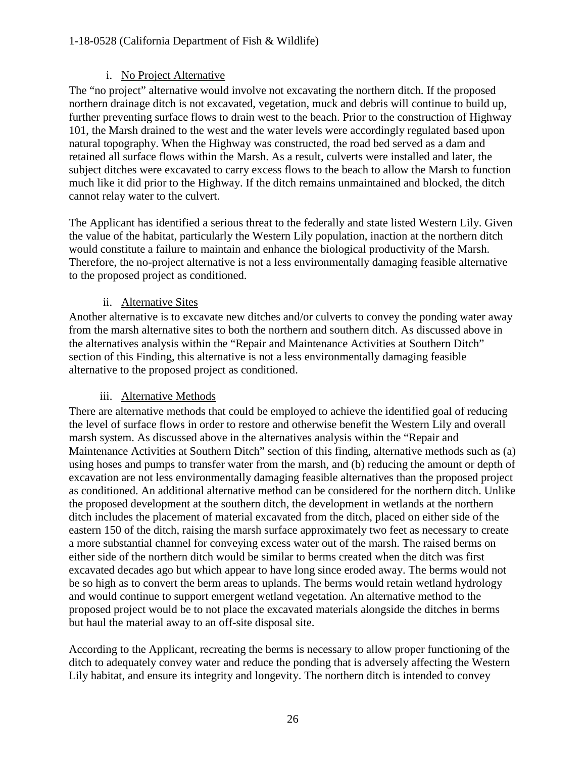#### i. No Project Alternative

The "no project" alternative would involve not excavating the northern ditch. If the proposed northern drainage ditch is not excavated, vegetation, muck and debris will continue to build up, further preventing surface flows to drain west to the beach. Prior to the construction of Highway 101, the Marsh drained to the west and the water levels were accordingly regulated based upon natural topography. When the Highway was constructed, the road bed served as a dam and retained all surface flows within the Marsh. As a result, culverts were installed and later, the subject ditches were excavated to carry excess flows to the beach to allow the Marsh to function much like it did prior to the Highway. If the ditch remains unmaintained and blocked, the ditch cannot relay water to the culvert.

The Applicant has identified a serious threat to the federally and state listed Western Lily. Given the value of the habitat, particularly the Western Lily population, inaction at the northern ditch would constitute a failure to maintain and enhance the biological productivity of the Marsh. Therefore, the no-project alternative is not a less environmentally damaging feasible alternative to the proposed project as conditioned.

#### ii. Alternative Sites

Another alternative is to excavate new ditches and/or culverts to convey the ponding water away from the marsh alternative sites to both the northern and southern ditch. As discussed above in the alternatives analysis within the "Repair and Maintenance Activities at Southern Ditch" section of this Finding, this alternative is not a less environmentally damaging feasible alternative to the proposed project as conditioned.

#### iii. Alternative Methods

There are alternative methods that could be employed to achieve the identified goal of reducing the level of surface flows in order to restore and otherwise benefit the Western Lily and overall marsh system. As discussed above in the alternatives analysis within the "Repair and Maintenance Activities at Southern Ditch" section of this finding, alternative methods such as (a) using hoses and pumps to transfer water from the marsh, and (b) reducing the amount or depth of excavation are not less environmentally damaging feasible alternatives than the proposed project as conditioned. An additional alternative method can be considered for the northern ditch. Unlike the proposed development at the southern ditch, the development in wetlands at the northern ditch includes the placement of material excavated from the ditch, placed on either side of the eastern 150 of the ditch, raising the marsh surface approximately two feet as necessary to create a more substantial channel for conveying excess water out of the marsh. The raised berms on either side of the northern ditch would be similar to berms created when the ditch was first excavated decades ago but which appear to have long since eroded away. The berms would not be so high as to convert the berm areas to uplands. The berms would retain wetland hydrology and would continue to support emergent wetland vegetation. An alternative method to the proposed project would be to not place the excavated materials alongside the ditches in berms but haul the material away to an off-site disposal site.

According to the Applicant, recreating the berms is necessary to allow proper functioning of the ditch to adequately convey water and reduce the ponding that is adversely affecting the Western Lily habitat, and ensure its integrity and longevity. The northern ditch is intended to convey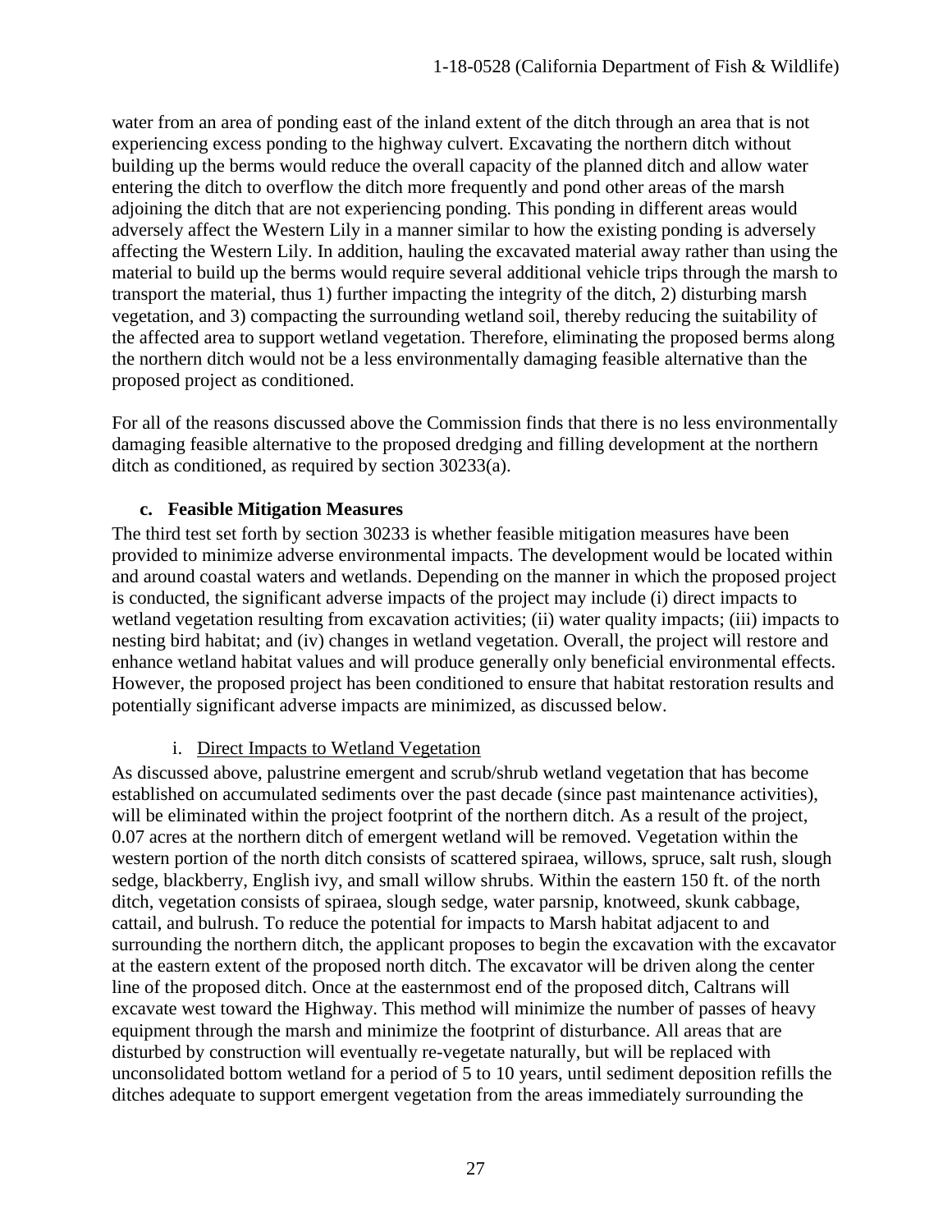water from an area of ponding east of the inland extent of the ditch through an area that is not experiencing excess ponding to the highway culvert. Excavating the northern ditch without building up the berms would reduce the overall capacity of the planned ditch and allow water entering the ditch to overflow the ditch more frequently and pond other areas of the marsh adjoining the ditch that are not experiencing ponding. This ponding in different areas would adversely affect the Western Lily in a manner similar to how the existing ponding is adversely affecting the Western Lily. In addition, hauling the excavated material away rather than using the material to build up the berms would require several additional vehicle trips through the marsh to transport the material, thus 1) further impacting the integrity of the ditch, 2) disturbing marsh vegetation, and 3) compacting the surrounding wetland soil, thereby reducing the suitability of the affected area to support wetland vegetation. Therefore, eliminating the proposed berms along the northern ditch would not be a less environmentally damaging feasible alternative than the proposed project as conditioned.

For all of the reasons discussed above the Commission finds that there is no less environmentally damaging feasible alternative to the proposed dredging and filling development at the northern ditch as conditioned, as required by section 30233(a).

#### c. Feasible Mitigation Measures

The third test set forth by section 30233 is whether feasible mitigation measures have been provided to minimize adverse environmental impacts. The development would be located within and around coastal waters and wetlands. Depending on the manner in which the proposed project is conducted, the significant adverse impacts of the project may include (i) direct impacts to wetland vegetation resulting from excavation activities; (ii) water quality impacts; (iii) impacts to nesting bird habitat; and (iv) changes in wetland vegetation. Overall, the project will restore and enhance wetland habitat values and will produce generally only beneficial environmental effects. However, the proposed project has been conditioned to ensure that habitat restoration results and potentially significant adverse impacts are minimized, as discussed below.

i. Direct Impacts to Wetland Vegetation

As discussed above, palustrine emergent and scrub/shrub wetland vegetation that has become established on accumulated sediments over the past decade (since past maintenance activities), will be eliminated within the project footprint of the northern ditch. As a result of the project, 0.07 acres at the northern ditch of emergent wetland will be removed. Vegetation within the western portion of the north ditch consists of scattered spiraea, willows, spruce, salt rush, slough sedge, blackberry, English ivy, and small willow shrubs. Within the eastern 150 ft. of the north ditch, vegetation consists of spiraea, slough sedge, water parsnip, knotweed, skunk cabbage, cattail, and bulrush. To reduce the potential for impacts to Marsh habitat adjacent to and surrounding the northern ditch, the applicant proposes to begin the excavation with the excavator at the eastern extent of the proposed north ditch. The excavator will be driven along the center line of the proposed ditch. Once at the easternmost end of the proposed ditch, Caltrans will excavate west toward the Highway. This method will minimize the number of passes of heavy equipment through the marsh and minimize the footprint of disturbance. All areas that are disturbed by construction will eventually re-vegetate naturally, but will be replaced with unconsolidated bottom wetland for a period of 5 to 10 years, until sediment deposition refills the ditches adequate to support emergent vegetation from the areas immediately surrounding the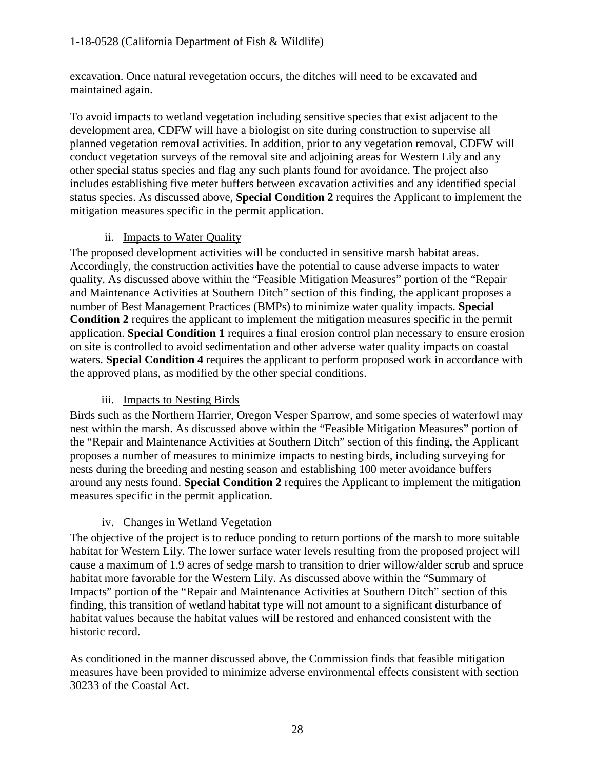excavation. Once natural revegetation occurs, the ditches will need to be excavated and maintained again.

To avoid impacts to wetland vegetation including sensitive species that exist adjacent to the development area, CDFW will have a biologist on site during construction to supervise all planned vegetation removal activities. In addition, prior to any vegetation removal, CDFW will conduct vegetation surveys of the removal site and adjoining areas for Western Lily and any other special status species and flag any such plants found for avoidance. The project also includes establishing five meter buffers between excavation activities and any identified special status species. As discussed above, **Special Condition 2** requires the Applicant to implement the mitigation measures specific in the permit application.

ii. <u>Impacts to Water Quality</u>

The proposed development activities will be conducted in sensitive marsh habitat areas. Accordingly, the construction activities have the potential to cause adverse impacts to water quality. As discussed above within the "Feasible Mitigation Measures" portion of the "Repair and Maintenance Activities at Southern Ditch" section of this finding, the applicant proposes a number of Best Management Practices (BMPs) to minimize water quality impacts. **Special Condition 2** requires the applicant to implement the mitigation measures specific in the permit application. **Special Condition 1** requires a final erosion control plan necessary to ensure erosion on site is controlled to avoid sedimentation and other adverse water quality impacts on coastal waters. **Special Condition 4** requires the applicant to perform proposed work in accordance with the approved plans, as modified by the other special conditions.

iii. <u>Impacts to Nesting Birds</u>

Birds such as the Northern Harrier, Oregon Vesper Sparrow, and some species of waterfowl may nest within the marsh. As discussed above within the "Feasible Mitigation Measures" portion of the "Repair and Maintenance Activities at Southern Ditch" section of this finding, the Applicant proposes a number of measures to minimize impacts to nesting birds, including surveying for nests during the breeding and nesting season and establishing 100 meter avoidance buffers around any nests found. **Special Condition 2** requires the Applicant to implement the mitigation measures specific in the permit application.

iv. <u>Changes in Wetland Vegetation</u>

The objective of the project is to reduce ponding to return portions of the marsh to more suitable habitat for Western Lily. The lower surface water levels resulting from the proposed project will cause a maximum of 1.9 acres of sedge marsh to transition to drier willow/alder scrub and spruce habitat more favorable for the Western Lily. As discussed above within the "Summary of Impacts" portion of the "Repair and Maintenance Activities at Southern Ditch" section of this finding, this transition of wetland habitat type will not amount to a significant disturbance of habitat values because the habitat values will be restored and enhanced consistent with the historic record.

As conditioned in the manner discussed above, the Commission finds that feasible mitigation measures have been provided to minimize adverse environmental effects consistent with section 30233 of the Coastal Act.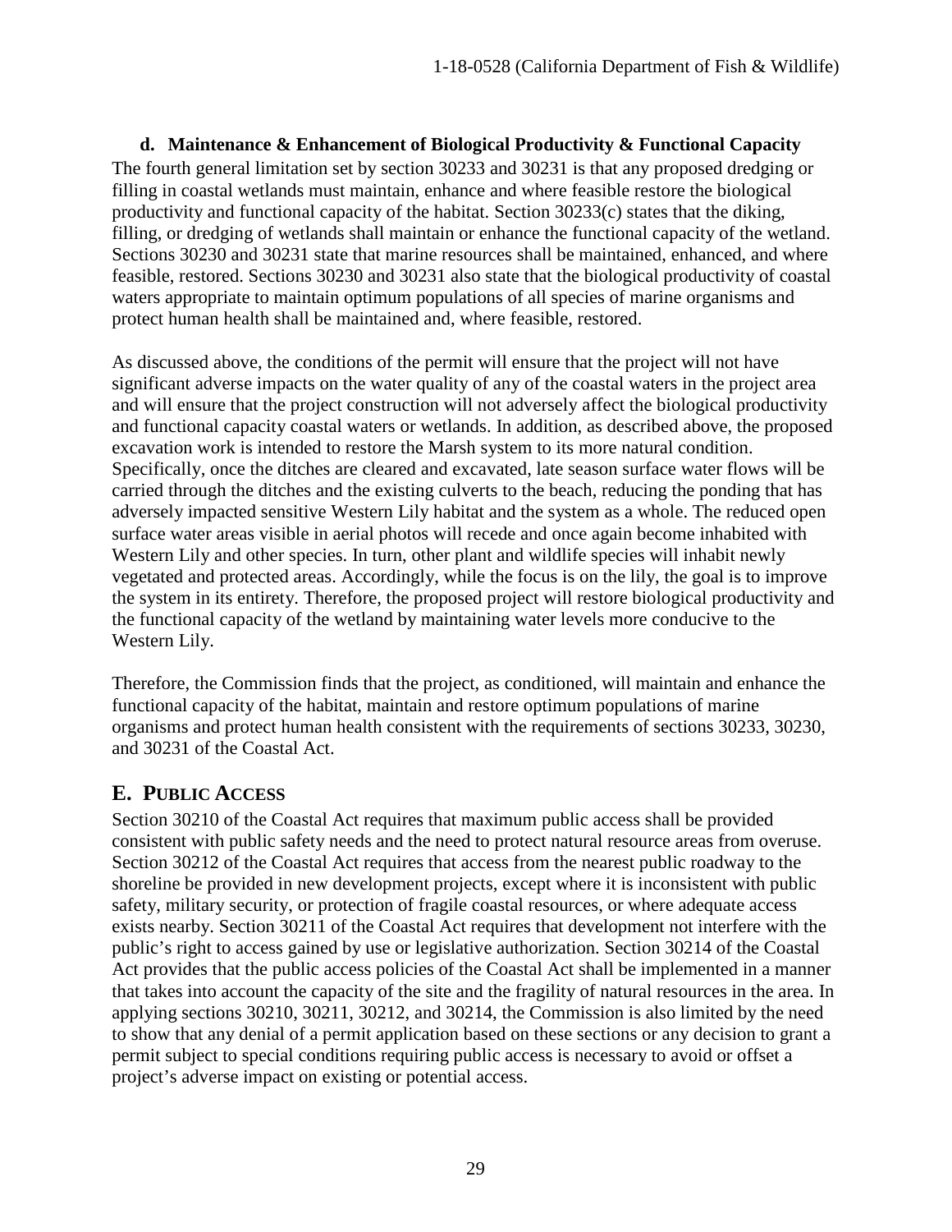### d. Maintenance & Enhancement of Biological Productivity & Functional Capacity

The fourth general limitation set by section 30233 and 30231 is that any proposed dredging or filling in coastal wetlands must maintain, enhance and where feasible restore the biological productivity and functional capacity of the habitat. Section 30233(c) states that the diking, filling, or dredging of wetlands shall maintain or enhance the functional capacity of the wetland. Sections 30230 and 30231 state that marine resources shall be maintained, enhanced, and where feasible, restored. Sections 30230 and 30231 also state that the biological productivity of coastal waters appropriate to maintain optimum populations of all species of marine organisms and protect human health shall be maintained and, where feasible, restored.

As discussed above, the conditions of the permit will ensure that the project will not have significant adverse impacts on the water quality of any of the coastal waters in the project area and will ensure that the project construction will not adversely affect the biological productivity and functional capacity coastal waters or wetlands. In addition, as described above, the proposed excavation work is intended to restore the Marsh system to its more natural condition. Specifically, once the ditches are cleared and excavated, late season surface water flows will be carried through the ditches and the existing culverts to the beach, reducing the ponding that has adversely impacted sensitive Western Lily habitat and the system as a whole. The reduced open surface water areas visible in aerial photos will recede and once again become inhabited with Western Lily and other species. In turn, other plant and wildlife species will inhabit newly vegetated and protected areas. Accordingly, while the focus is on the lily, the goal is to improve the system in its entirety. Therefore, the proposed project will restore biological productivity and the functional capacity of the wetland by maintaining water levels more conducive to the Western Lily.

Therefore, the Commission finds that the project, as conditioned, will maintain and enhance the functional capacity of the habitat, maintain and restore optimum populations of marine organisms and protect human health consistent with the requirements of sections 30233, 30230, and 30231 of the Coastal Act.

## E. PUBLIC ACCESS

Section 30210 of the Coastal Act requires that maximum public access shall be provided consistent with public safety needs and the need to protect natural resource areas from overuse. Section 30212 of the Coastal Act requires that access from the nearest public roadway to the shoreline be provided in new development projects, except where it is inconsistent with public safety, military security, or protection of fragile coastal resources, or where adequate access exists nearby. Section 30211 of the Coastal Act requires that development not interfere with the public's right to access gained by use or legislative authorization. Section 30214 of the Coastal Act provides that the public access policies of the Coastal Act shall be implemented in a manner that takes into account the capacity of the site and the fragility of natural resources in the area. In applying sections 30210, 30211, 30212, and 30214, the Commission is also limited by the need to show that any denial of a permit application based on these sections or any decision to grant a permit subject to special conditions requiring public access is necessary to avoid or offset a project's adverse impact on existing or potential access.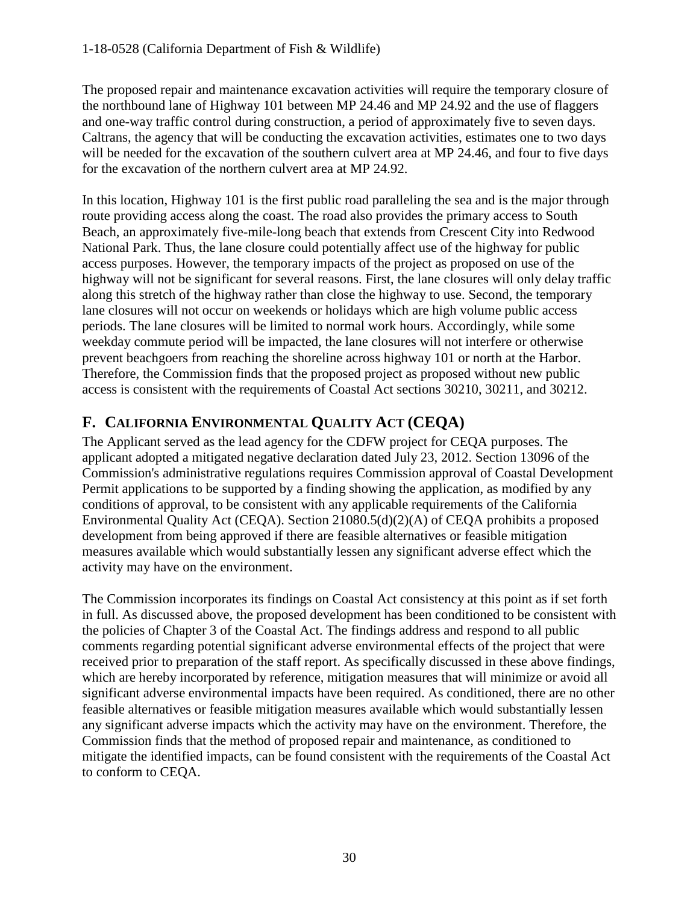The proposed repair and maintenance excavation activities will require the temporary closure of the northbound lane of Highway 101 between MP 24.46 and MP 24.92 and the use of flaggers and one-way traffic control during construction, a period of approximately five to seven days. Caltrans, the agency that will be conducting the excavation activities, estimates one to two days will be needed for the excavation of the southern culvert area at MP 24.46, and four to five days for the excavation of the northern culvert area at MP 24.92.

In this location, Highway 101 is the first public road paralleling the sea and is the major through route providing access along the coast. The road also provides the primary access to South Beach, an approximately five-mile-long beach that extends from Crescent City into Redwood National Park. Thus, the lane closure could potentially affect use of the highway for public access purposes. However, the temporary impacts of the project as proposed on use of the highway will not be significant for several reasons. First, the lane closures will only delay traffic along this stretch of the highway rather than close the highway to use. Second, the temporary lane closures will not occur on weekends or holidays which are high volume public access periods. The lane closures will be limited to normal work hours. Accordingly, while some weekday commute period will be impacted, the lane closures will not interfere or otherwise prevent beachgoers from reaching the shoreline across highway 101 or north at the Harbor. Therefore, the Commission finds that the proposed project as proposed without new public access is consistent with the requirements of Coastal Act sections 30210, 30211, and 30212.

## F. California Environmental Quality Act (CEQA)

The Applicant served as the lead agency for the CDFW project for CEQA purposes. The applicant adopted a mitigated negative declaration dated July 23, 2012. Section 13096 of the Commission's administrative regulations requires Commission approval of Coastal Development Permit applications to be supported by a finding showing the application, as modified by any conditions of approval, to be consistent with any applicable requirements of the California Environmental Quality Act (CEQA). Section 21080.5(d)(2)(A) of CEQA prohibits a proposed development from being approved if there are feasible alternatives or feasible mitigation measures available which would substantially lessen any significant adverse effect which the activity may have on the environment.

The Commission incorporates its findings on Coastal Act consistency at this point as if set forth in full. As discussed above, the proposed development has been conditioned to be consistent with the policies of Chapter 3 of the Coastal Act. The findings address and respond to all public comments regarding potential significant adverse environmental effects of the project that were received prior to preparation of the staff report. As specifically discussed in these above findings, which are hereby incorporated by reference, mitigation measures that will minimize or avoid all significant adverse environmental impacts have been required. As conditioned, there are no other feasible alternatives or feasible mitigation measures available which would substantially lessen any significant adverse impacts which the activity may have on the environment. Therefore, the Commission finds that the method of proposed repair and maintenance, as conditioned to mitigate the identified impacts, can be found consistent with the requirements of the Coastal Act to conform to CEQA.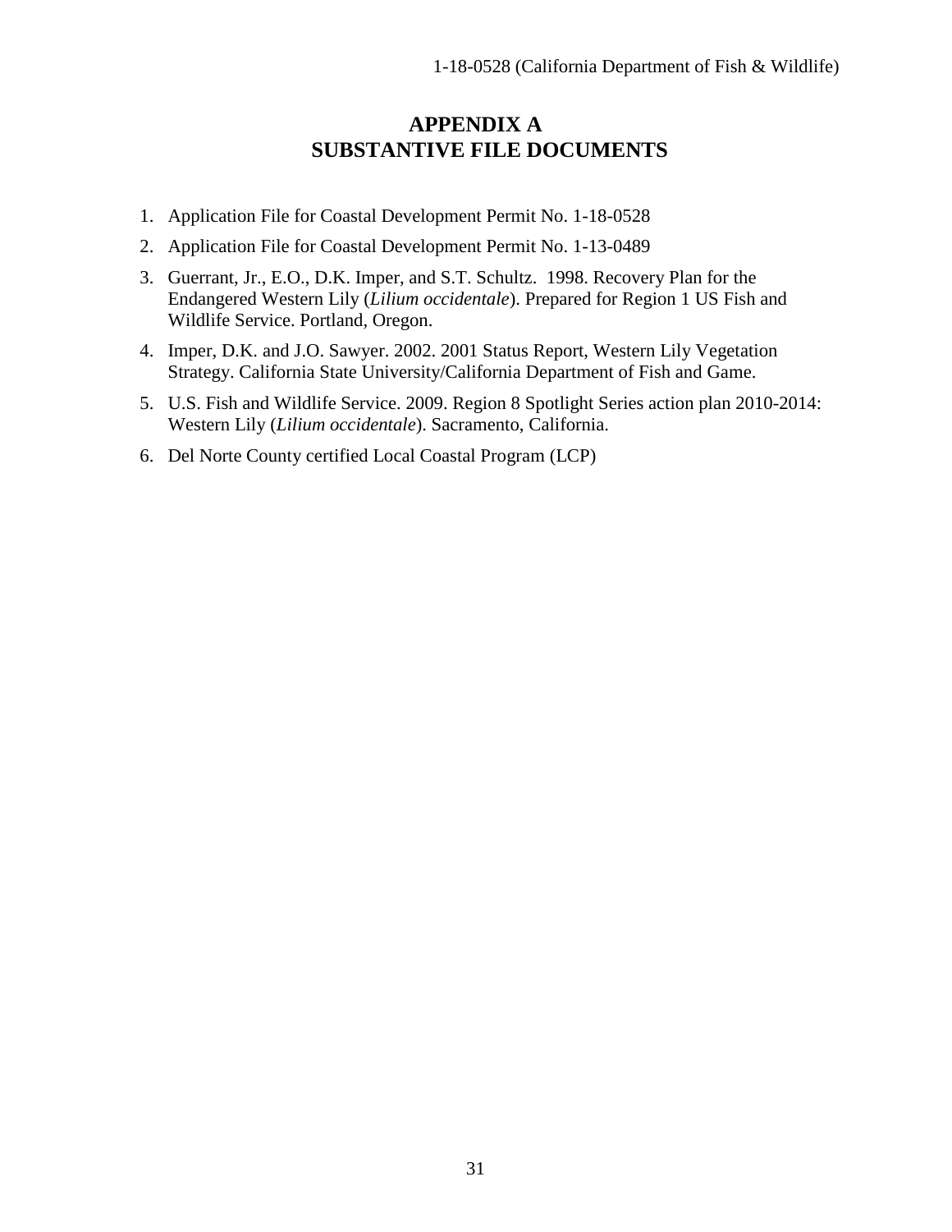# APPENDIX A
# SUBSTANTIVE FILE DOCUMENTS

1. Application File for Coastal Development Permit No. 1-18-0528
2. Application File for Coastal Development Permit No. 1-13-0489
3. Guerrant, Jr., E.O., D.K. Imper, and S.T. Schultz. 1998. Recovery Plan for the Endangered Western Lily (*Lilium occidentale*). Prepared for Region 1 US Fish and Wildlife Service. Portland, Oregon.
4. Imper, D.K. and J.O. Sawyer. 2002. 2001 Status Report, Western Lily Vegetation Strategy. California State University/California Department of Fish and Game.
5. U.S. Fish and Wildlife Service. 2009. Region 8 Spotlight Series action plan 2010-2014: Western Lily (*Lilium occidentale*). Sacramento, California.
6. Del Norte County certified Local Coastal Program (LCP)